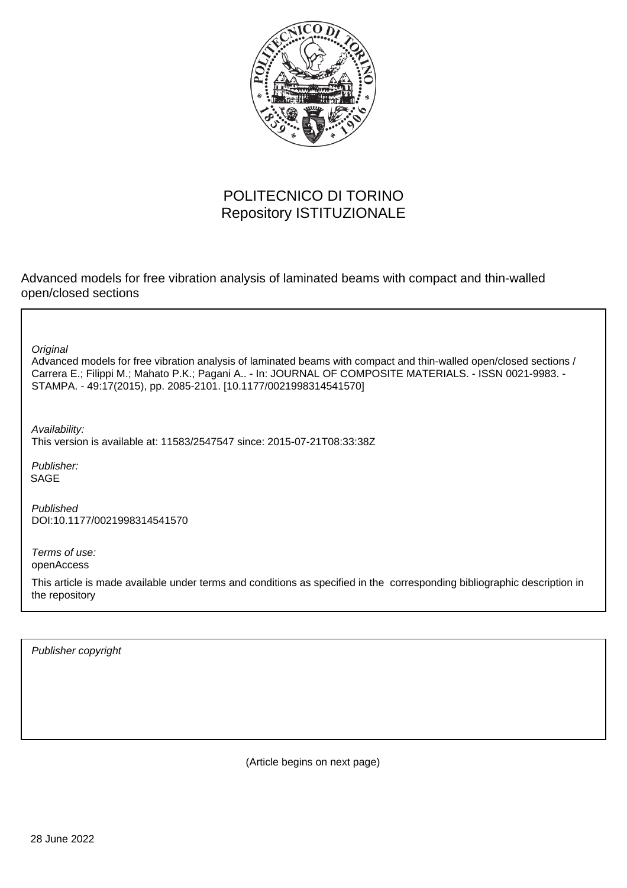POLITECNICO DI TORINO
Repository ISTITUZIONALE

Advanced models for free vibration analysis of laminated beams with compact and thin-walled open/closed sections

*Original*

Advanced models for free vibration analysis of laminated beams with compact and thin-walled open/closed sections / Carrera E.; Filippi M.; Mahato P.K.; Pagani A.. - In: JOURNAL OF COMPOSITE MATERIALS. - ISSN 0021-9983. - STAMPA. - 49:17(2015), pp. 2085-2101. [10.1177/0021998314541570]

*Availability:*

This version is available at: 11583/2547547 since: 2015-07-21T08:33:38Z

*Publisher:*

SAGE

*Published*

DOI:10.1177/0021998314541570

*Terms of use:*

openAccess

This article is made available under terms and conditions as specified in the corresponding bibliographic description in the repository

*Publisher copyright*

(Article begins on next page)

28 June 2022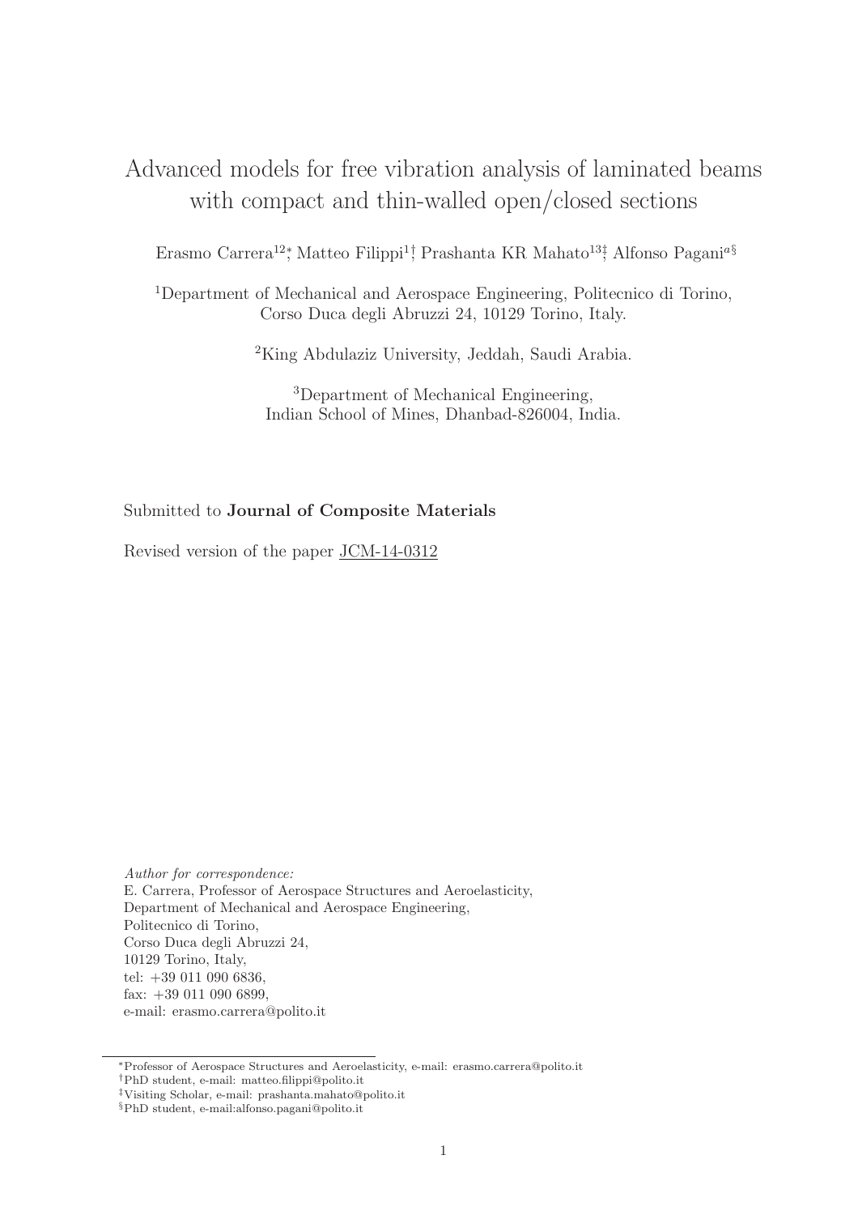# Advanced models for free vibration analysis of laminated beams with compact and thin-walled open/closed sections

Erasmo Carrera[12]*, Matteo Filippi[1]†, Prashanta KR Mahato[13]‡, Alfonso Pagani[a]§

[1]Department of Mechanical and Aerospace Engineering, Politecnico di Torino, Corso Duca degli Abruzzi 24, 10129 Torino, Italy.

[2]King Abdulaziz University, Jeddah, Saudi Arabia.

[3]Department of Mechanical Engineering, Indian School of Mines, Dhanbad-826004, India.

Submitted to **Journal of Composite Materials**

Revised version of the paper JCM-14-0312

*Author for correspondence:*
E. Carrera, Professor of Aerospace Structures and Aeroelasticity,
Department of Mechanical and Aerospace Engineering,
Politecnico di Torino,
Corso Duca degli Abruzzi 24,
10129 Torino, Italy,
tel: +39 011 090 6836,
fax: +39 011 090 6899,
e-mail: erasmo.carrera@polito.it

*Professor of Aerospace Structures and Aeroelasticity, e-mail: erasmo.carrera@polito.it
†PhD student, e-mail: matteo.filippi@polito.it
‡Visiting Scholar, e-mail: prashanta.mahato@polito.it
§PhD student, e-mail:alfonso.pagani@polito.it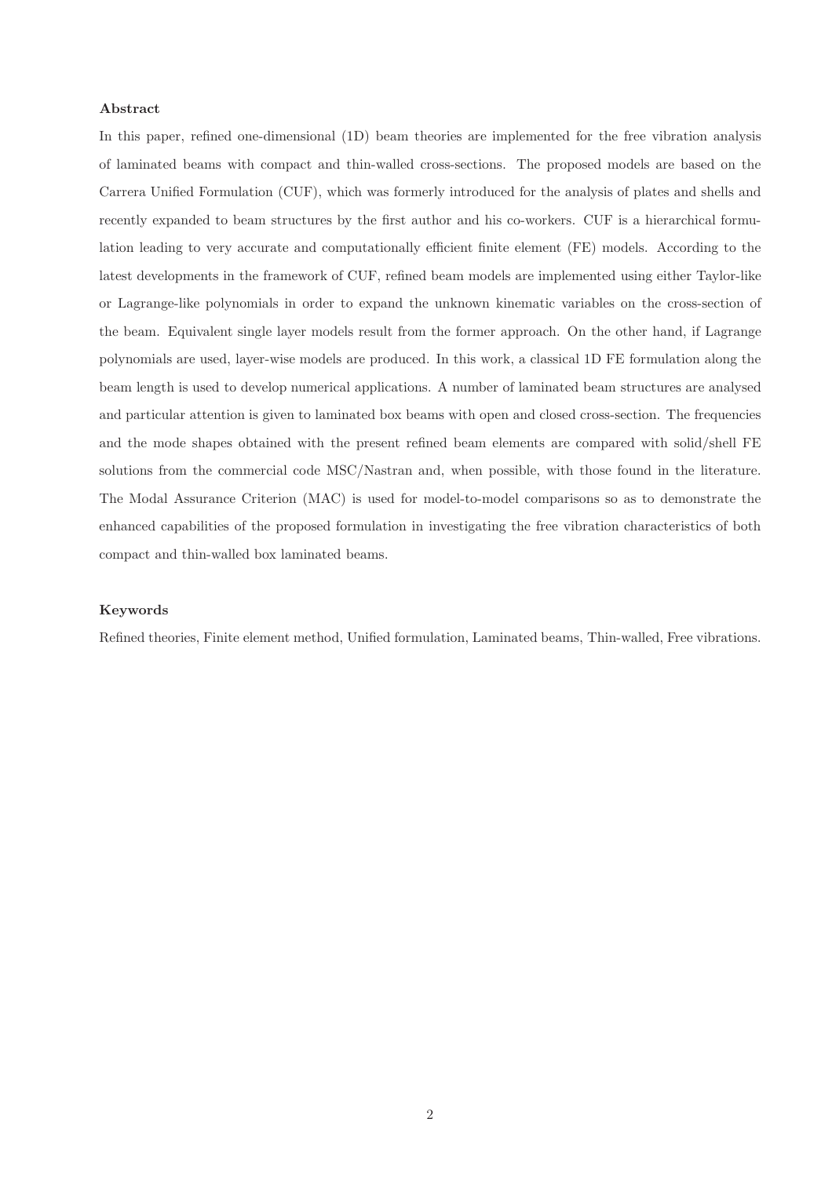**Abstract**

In this paper, refined one-dimensional (1D) beam theories are implemented for the free vibration analysis of laminated beams with compact and thin-walled cross-sections. The proposed models are based on the Carrera Unified Formulation (CUF), which was formerly introduced for the analysis of plates and shells and recently expanded to beam structures by the first author and his co-workers. CUF is a hierarchical formulation leading to very accurate and computationally efficient finite element (FE) models. According to the latest developments in the framework of CUF, refined beam models are implemented using either Taylor-like or Lagrange-like polynomials in order to expand the unknown kinematic variables on the cross-section of the beam. Equivalent single layer models result from the former approach. On the other hand, if Lagrange polynomials are used, layer-wise models are produced. In this work, a classical 1D FE formulation along the beam length is used to develop numerical applications. A number of laminated beam structures are analysed and particular attention is given to laminated box beams with open and closed cross-section. The frequencies and the mode shapes obtained with the present refined beam elements are compared with solid/shell FE solutions from the commercial code MSC/Nastran and, when possible, with those found in the literature. The Modal Assurance Criterion (MAC) is used for model-to-model comparisons so as to demonstrate the enhanced capabilities of the proposed formulation in investigating the free vibration characteristics of both compact and thin-walled box laminated beams.

**Keywords**

Refined theories, Finite element method, Unified formulation, Laminated beams, Thin-walled, Free vibrations.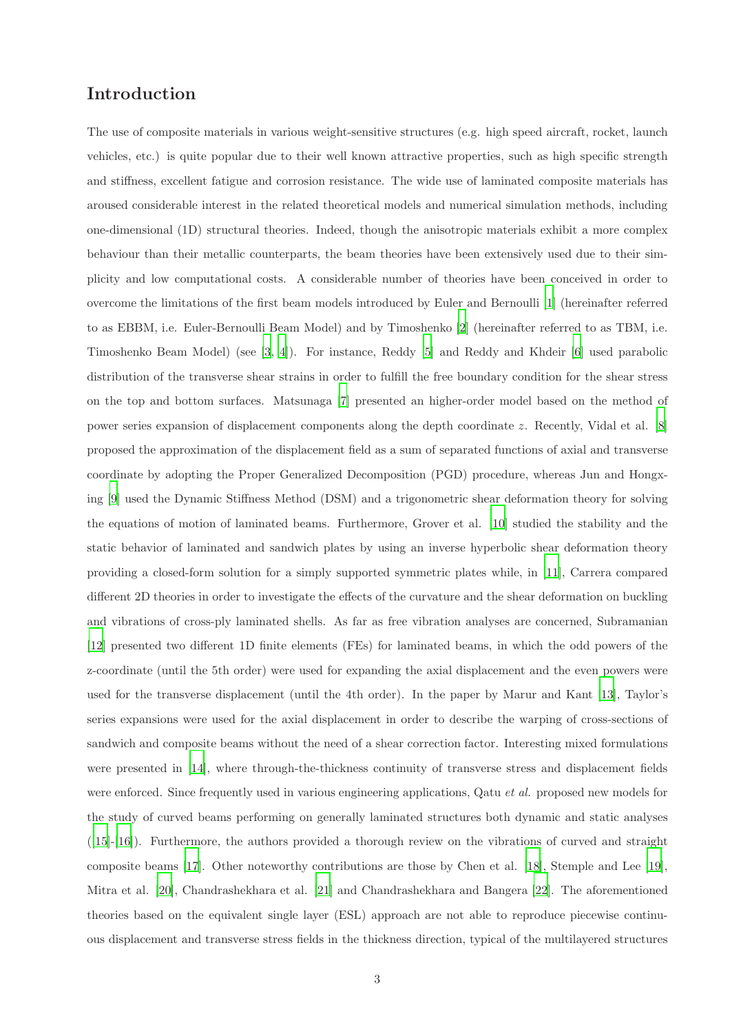# Introduction

The use of composite materials in various weight-sensitive structures (e.g. high speed aircraft, rocket, launch vehicles, etc.) is quite popular due to their well known attractive properties, such as high specific strength and stiffness, excellent fatigue and corrosion resistance. The wide use of laminated composite materials has aroused considerable interest in the related theoretical models and numerical simulation methods, including one-dimensional (1D) structural theories. Indeed, though the anisotropic materials exhibit a more complex behaviour than their metallic counterparts, the beam theories have been extensively used due to their simplicity and low computational costs. A considerable number of theories have been conceived in order to overcome the limitations of the first beam models introduced by Euler and Bernoulli [1] (hereinafter referred to as EBBM, i.e. Euler-Bernoulli Beam Model) and by Timoshenko [2] (hereinafter referred to as TBM, i.e. Timoshenko Beam Model) (see [3, 4]). For instance, Reddy [5] and Reddy and Khdeir [6] used parabolic distribution of the transverse shear strains in order to fulfill the free boundary condition for the shear stress on the top and bottom surfaces. Matsunaga [7] presented an higher-order model based on the method of power series expansion of displacement components along the depth coordinate $z$. Recently, Vidal et al. [8] proposed the approximation of the displacement field as a sum of separated functions of axial and transverse coordinate by adopting the Proper Generalized Decomposition (PGD) procedure, whereas Jun and Hongxing [9] used the Dynamic Stiffness Method (DSM) and a trigonometric shear deformation theory for solving the equations of motion of laminated beams. Furthermore, Grover et al. [10] studied the stability and the static behavior of laminated and sandwich plates by using an inverse hyperbolic shear deformation theory providing a closed-form solution for a simply supported symmetric plates while, in [11], Carrera compared different 2D theories in order to investigate the effects of the curvature and the shear deformation on buckling and vibrations of cross-ply laminated shells. As far as free vibration analyses are concerned, Subramanian [12] presented two different 1D finite elements (FEs) for laminated beams, in which the odd powers of the z-coordinate (until the 5th order) were used for expanding the axial displacement and the even powers were used for the transverse displacement (until the 4th order). In the paper by Marur and Kant [13], Taylor's series expansions were used for the axial displacement in order to describe the warping of cross-sections of sandwich and composite beams without the need of a shear correction factor. Interesting mixed formulations were presented in [14], where through-the-thickness continuity of transverse stress and displacement fields were enforced. Since frequently used in various engineering applications, Qatu *et al.* proposed new models for the study of curved beams performing on generally laminated structures both dynamic and static analyses ([15]-[16]). Furthermore, the authors provided a thorough review on the vibrations of curved and straight composite beams [17]. Other noteworthy contributions are those by Chen et al. [18], Stemple and Lee [19], Mitra et al. [20], Chandrashekhara et al. [21] and Chandrashekhara and Bangera [22]. The aforementioned theories based on the equivalent single layer (ESL) approach are not able to reproduce piecewise continuous displacement and transverse stress fields in the thickness direction, typical of the multilayered structures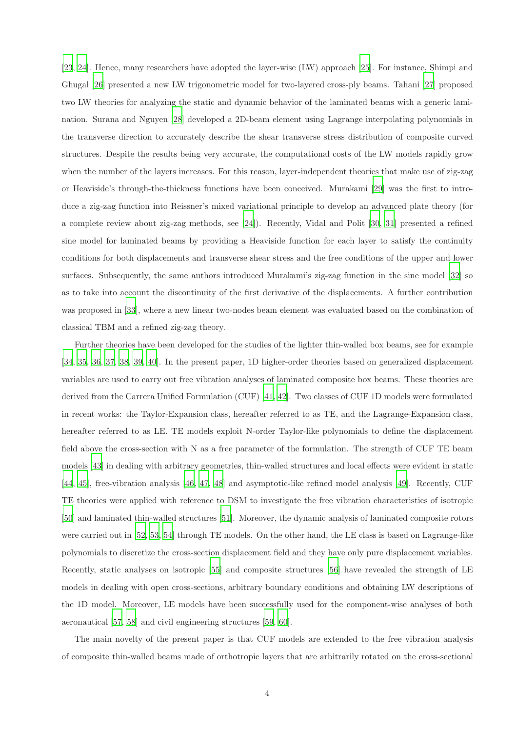[23, 24]. Hence, many researchers have adopted the layer-wise (LW) approach [25]. For instance, Shimpi and Ghugal [26] presented a new LW trigonometric model for two-layered cross-ply beams. Tahani [27] proposed two LW theories for analyzing the static and dynamic behavior of the laminated beams with a generic lamination. Surana and Nguyen [28] developed a 2D-beam element using Lagrange interpolating polynomials in the transverse direction to accurately describe the shear transverse stress distribution of composite curved structures. Despite the results being very accurate, the computational costs of the LW models rapidly grow when the number of the layers increases. For this reason, layer-independent theories that make use of zig-zag or Heaviside's through-the-thickness functions have been conceived. Murakami [29] was the first to introduce a zig-zag function into Reissner's mixed variational principle to develop an advanced plate theory (for a complete review about zig-zag methods, see [24]). Recently, Vidal and Polit [30, 31] presented a refined sine model for laminated beams by providing a Heaviside function for each layer to satisfy the continuity conditions for both displacements and transverse shear stress and the free conditions of the upper and lower surfaces. Subsequently, the same authors introduced Murakami's zig-zag function in the sine model [32] so as to take into account the discontinuity of the first derivative of the displacements. A further contribution was proposed in [33], where a new linear two-nodes beam element was evaluated based on the combination of classical TBM and a refined zig-zag theory.

Further theories have been developed for the studies of the lighter thin-walled box beams, see for example [34, 35, 36, 37, 38, 39, 40]. In the present paper, 1D higher-order theories based on generalized displacement variables are used to carry out free vibration analyses of laminated composite box beams. These theories are derived from the Carrera Unified Formulation (CUF) [41, 42]. Two classes of CUF 1D models were formulated in recent works: the Taylor-Expansion class, hereafter referred to as TE, and the Lagrange-Expansion class, hereafter referred to as LE. TE models exploit N-order Taylor-like polynomials to define the displacement field above the cross-section with N as a free parameter of the formulation. The strength of CUF TE beam models [43] in dealing with arbitrary geometries, thin-walled structures and local effects were evident in static [44, 45], free-vibration analysis [46, 47, 48] and asymptotic-like refined model analysis [49]. Recently, CUF TE theories were applied with reference to DSM to investigate the free vibration characteristics of isotropic [50] and laminated thin-walled structures [51]. Moreover, the dynamic analysis of laminated composite rotors were carried out in [52, 53, 54] through TE models. On the other hand, the LE class is based on Lagrange-like polynomials to discretize the cross-section displacement field and they have only pure displacement variables. Recently, static analyses on isotropic [55] and composite structures [56] have revealed the strength of LE models in dealing with open cross-sections, arbitrary boundary conditions and obtaining LW descriptions of the 1D model. Moreover, LE models have been successfully used for the component-wise analyses of both aeronautical [57, 58] and civil engineering structures [59, 60].

The main novelty of the present paper is that CUF models are extended to the free vibration analysis of composite thin-walled beams made of orthotropic layers that are arbitrarily rotated on the cross-sectional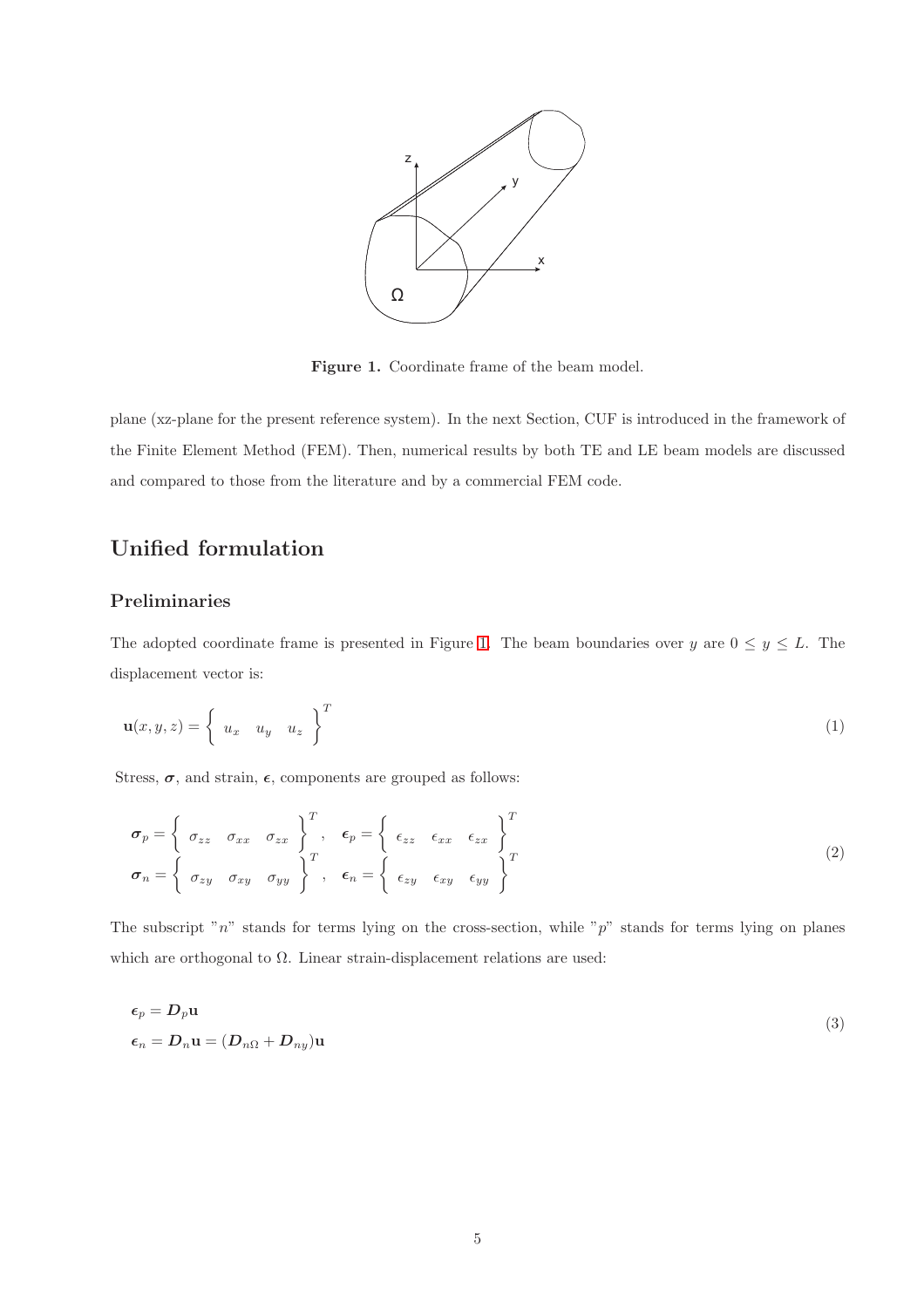Figure 1. Coordinate frame of the beam model.

plane (xz-plane for the present reference system). In the next Section, CUF is introduced in the framework of the Finite Element Method (FEM). Then, numerical results by both TE and LE beam models are discussed and compared to those from the literature and by a commercial FEM code.

## Unified formulation

### Preliminaries

The adopted coordinate frame is presented in Figure 1. The beam boundaries over $y$ are $0 \leq y \leq L$. The displacement vector is:

$$
\mathbf{u}(x,y,z) = \left\{ \begin{array}{ccc} u_x & u_y & u_z \end{array} \right\}^T \tag{1}
$$

Stress, $\boldsymbol{\sigma}$, and strain, $\boldsymbol{\epsilon}$, components are grouped as follows:

$$
\begin{array}{ll}
\boldsymbol{\sigma}_p = \left\{ \begin{array}{ccc} \sigma_{zz} & \sigma_{xx} & \sigma_{zx} \end{array} \right\}^T, & \boldsymbol{\epsilon}_p = \left\{ \begin{array}{ccc} \epsilon_{zz} & \epsilon_{xx} & \epsilon_{zx} \end{array} \right\}^T \\
\boldsymbol{\sigma}_n = \left\{ \begin{array}{ccc} \sigma_{zy} & \sigma_{xy} & \sigma_{yy} \end{array} \right\}^T, & \boldsymbol{\epsilon}_n = \left\{ \begin{array}{ccc} \epsilon_{zy} & \epsilon_{xy} & \epsilon_{yy} \end{array} \right\}^T
\end{array} \tag{2}
$$

The subscript "$n$" stands for terms lying on the cross-section, while "$p$" stands for terms lying on planes which are orthogonal to $\Omega$. Linear strain-displacement relations are used:

$$
\begin{array}{l}
\boldsymbol{\epsilon}_p = \boldsymbol{D}_p \mathbf{u} \\
\boldsymbol{\epsilon}_n = \boldsymbol{D}_n \mathbf{u} = (\boldsymbol{D}_{n\Omega} + \boldsymbol{D}_{ny})\mathbf{u}
\end{array} \tag{3}
$$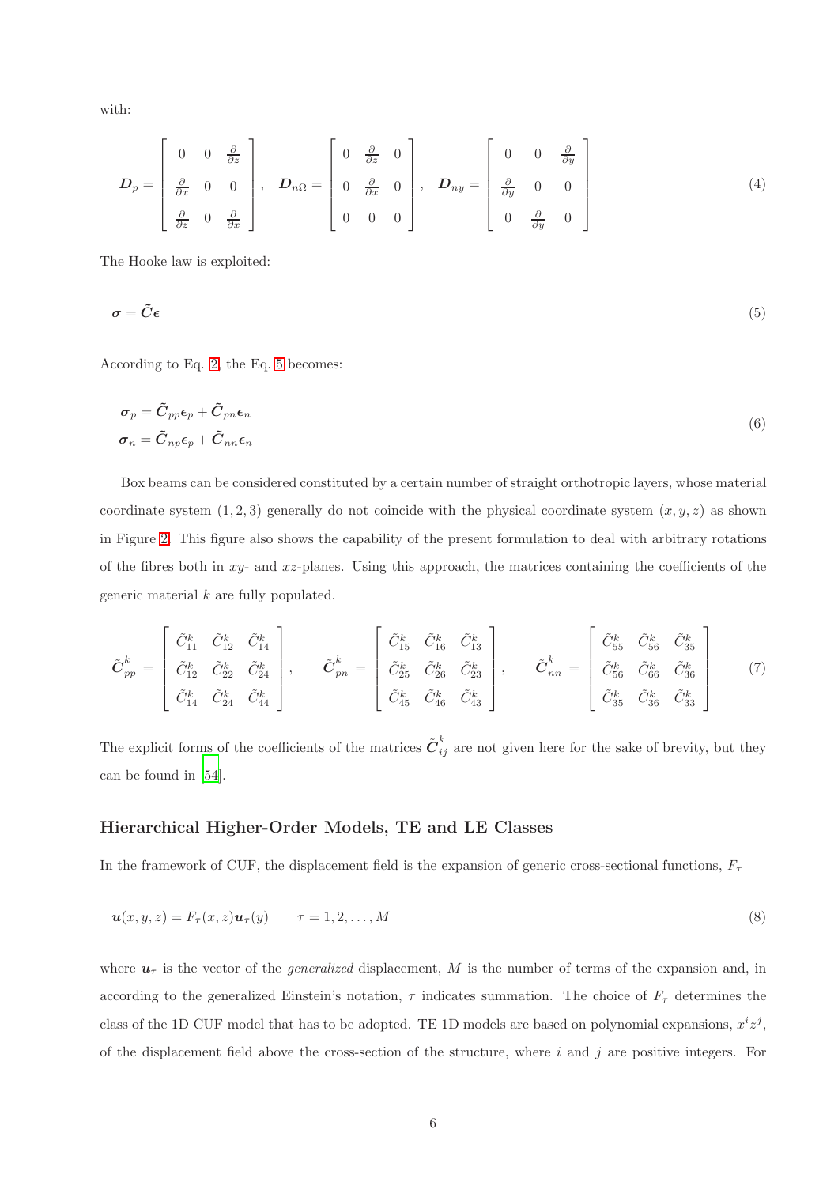with:

$$
\boldsymbol{D}_p = \begin{bmatrix} 0 & 0 & \frac{\partial}{\partial z} \\ \frac{\partial}{\partial x} & 0 & 0 \\ \frac{\partial}{\partial z} & 0 & \frac{\partial}{\partial x} \end{bmatrix}, \quad \boldsymbol{D}_{n\Omega} = \begin{bmatrix} 0 & \frac{\partial}{\partial z} & 0 \\ 0 & \frac{\partial}{\partial x} & 0 \\ 0 & 0 & 0 \end{bmatrix}, \quad \boldsymbol{D}_{ny} = \begin{bmatrix} 0 & 0 & \frac{\partial}{\partial y} \\ \frac{\partial}{\partial y} & 0 & 0 \\ 0 & \frac{\partial}{\partial y} & 0 \end{bmatrix} \tag{4}
$$

The Hooke law is exploited:

$$
\boldsymbol{\sigma} = \tilde{\boldsymbol{C}}\boldsymbol{\epsilon} \tag{5}
$$

According to Eq. 2, the Eq. 5 becomes:

$$
\begin{aligned}
\boldsymbol{\sigma}_p &= \tilde{\boldsymbol{C}}_{pp}\boldsymbol{\epsilon}_p + \tilde{\boldsymbol{C}}_{pn}\boldsymbol{\epsilon}_n \\
\boldsymbol{\sigma}_n &= \tilde{\boldsymbol{C}}_{np}\boldsymbol{\epsilon}_p + \tilde{\boldsymbol{C}}_{nn}\boldsymbol{\epsilon}_n
\end{aligned} \tag{6}
$$

Box beams can be considered constituted by a certain number of straight orthotropic layers, whose material coordinate system $(1, 2, 3)$ generally do not coincide with the physical coordinate system $(x, y, z)$ as shown in Figure 2. This figure also shows the capability of the present formulation to deal with arbitrary rotations of the fibres both in $xy$- and $xz$-planes. Using this approach, the matrices containing the coefficients of the generic material $k$ are fully populated.

$$
\tilde{\boldsymbol{C}}^k_{pp} = \begin{bmatrix} \tilde{C}^k_{11} & \tilde{C}^k_{12} & \tilde{C}^k_{14} \\ \tilde{C}^k_{12} & \tilde{C}^k_{22} & \tilde{C}^k_{24} \\ \tilde{C}^k_{14} & \tilde{C}^k_{24} & \tilde{C}^k_{44} \end{bmatrix}, \qquad \tilde{\boldsymbol{C}}^k_{pn} = \begin{bmatrix} \tilde{C}^k_{15} & \tilde{C}^k_{16} & \tilde{C}^k_{13} \\ \tilde{C}^k_{25} & \tilde{C}^k_{26} & \tilde{C}^k_{23} \\ \tilde{C}^k_{45} & \tilde{C}^k_{46} & \tilde{C}^k_{43} \end{bmatrix}, \qquad \tilde{\boldsymbol{C}}^k_{nn} = \begin{bmatrix} \tilde{C}^k_{55} & \tilde{C}^k_{56} & \tilde{C}^k_{35} \\ \tilde{C}^k_{56} & \tilde{C}^k_{66} & \tilde{C}^k_{36} \\ \tilde{C}^k_{35} & \tilde{C}^k_{36} & \tilde{C}^k_{33} \end{bmatrix} \tag{7}
$$

The explicit forms of the coefficients of the matrices $\tilde{\boldsymbol{C}}^k_{ij}$ are not given here for the sake of brevity, but they can be found in [54].

## Hierarchical Higher-Order Models, TE and LE Classes

In the framework of CUF, the displacement field is the expansion of generic cross-sectional functions, $F_\tau$

$$
\boldsymbol{u}(x, y, z) = F_\tau(x, z)\boldsymbol{u}_\tau(y) \qquad \tau = 1, 2, \ldots, M \tag{8}
$$

where $\boldsymbol{u}_\tau$ is the vector of the *generalized* displacement, $M$ is the number of terms of the expansion and, in according to the generalized Einstein's notation, $\tau$ indicates summation. The choice of $F_\tau$ determines the class of the 1D CUF model that has to be adopted. TE 1D models are based on polynomial expansions, $x^i z^j$, of the displacement field above the cross-section of the structure, where $i$ and $j$ are positive integers. For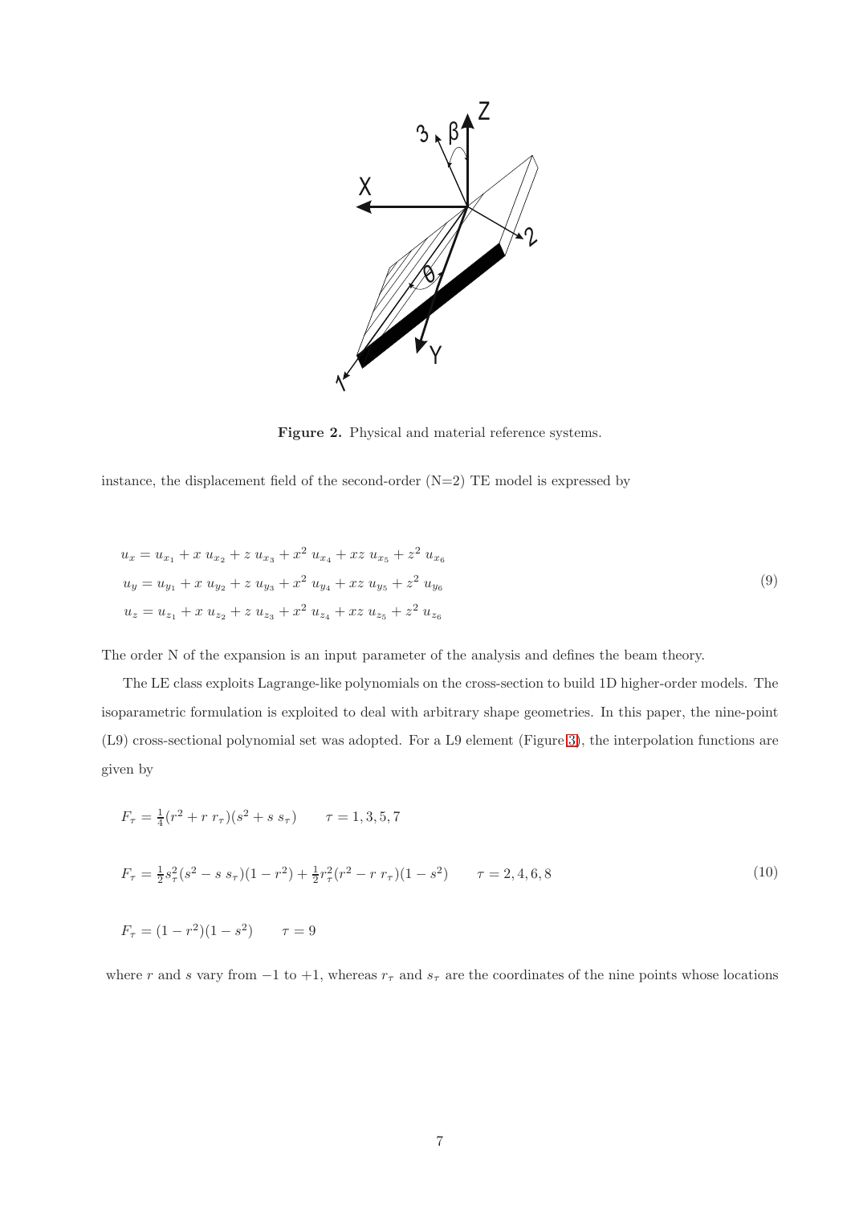**Figure 2.** Physical and material reference systems.

instance, the displacement field of the second-order (N=2) TE model is expressed by

$$
\begin{aligned}
u_x &= u_{x_1} + x\ u_{x_2} + z\ u_{x_3} + x^2\ u_{x_4} + xz\ u_{x_5} + z^2\ u_{x_6} \\
u_y &= u_{y_1} + x\ u_{y_2} + z\ u_{y_3} + x^2\ u_{y_4} + xz\ u_{y_5} + z^2\ u_{y_6} \\
u_z &= u_{z_1} + x\ u_{z_2} + z\ u_{z_3} + x^2\ u_{z_4} + xz\ u_{z_5} + z^2\ u_{z_6}
\end{aligned}
\tag{9}
$$

The order N of the expansion is an input parameter of the analysis and defines the beam theory.

The LE class exploits Lagrange-like polynomials on the cross-section to build 1D higher-order models. The isoparametric formulation is exploited to deal with arbitrary shape geometries. In this paper, the nine-point (L9) cross-sectional polynomial set was adopted. For a L9 element (Figure 3), the interpolation functions are given by

$$
\begin{aligned}
F_\tau &= \frac{1}{4}(r^2 + r\ r_\tau)(s^2 + s\ s_\tau) \qquad \tau = 1, 3, 5, 7 \\
F_\tau &= \frac{1}{2}s_\tau^2(s^2 - s\ s_\tau)(1 - r^2) + \frac{1}{2}r_\tau^2(r^2 - r\ r_\tau)(1 - s^2) \qquad \tau = 2, 4, 6, 8 \\
F_\tau &= (1 - r^2)(1 - s^2) \qquad \tau = 9
\end{aligned}
\tag{10}
$$

where $r$ and $s$ vary from $-1$ to $+1$, whereas $r_\tau$ and $s_\tau$ are the coordinates of the nine points whose locations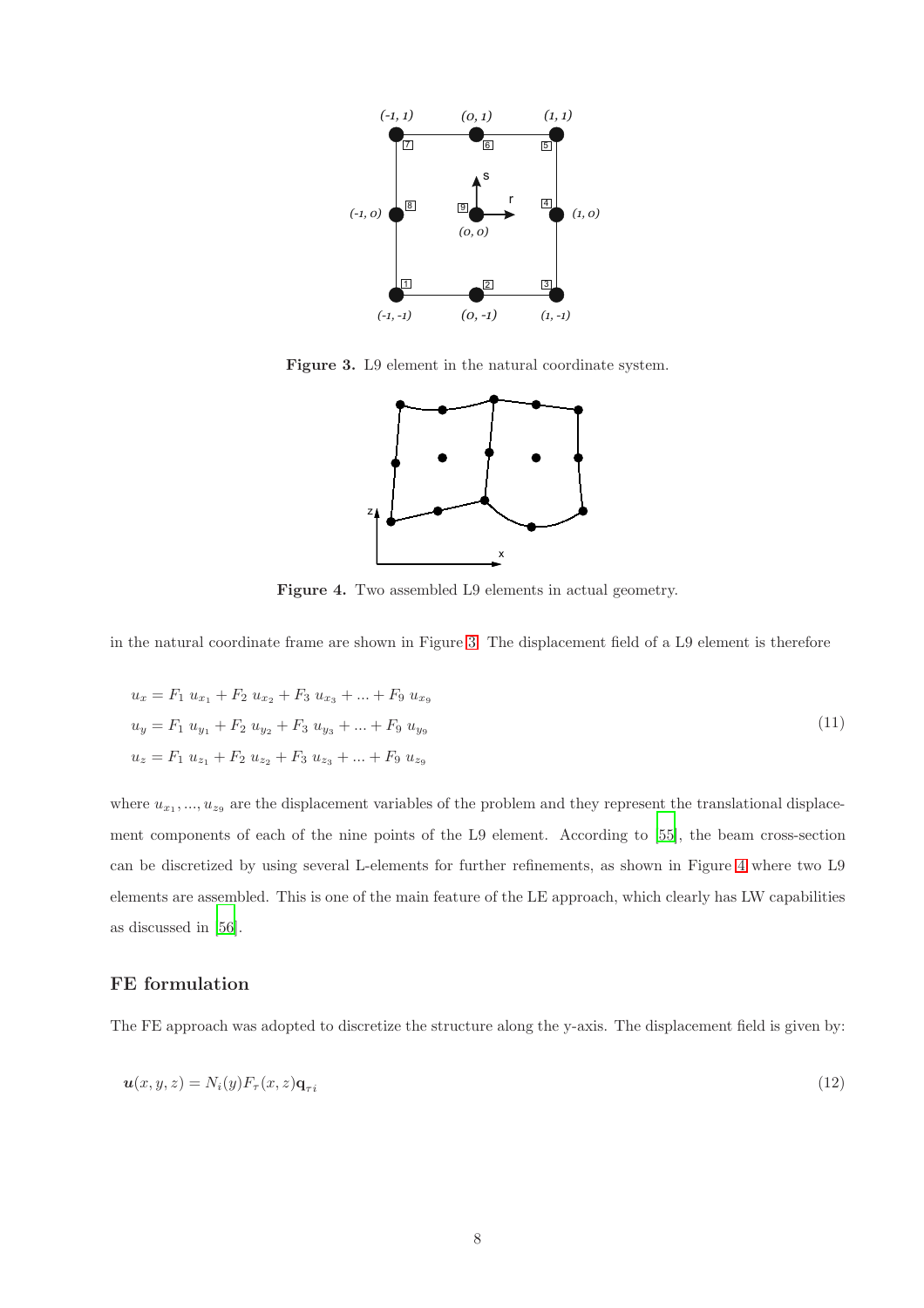Figure 3. L9 element in the natural coordinate system.

Figure 4. Two assembled L9 elements in actual geometry.

in the natural coordinate frame are shown in Figure 3. The displacement field of a L9 element is therefore

$$
\begin{aligned}
u_x &= F_1\ u_{x_1} + F_2\ u_{x_2} + F_3\ u_{x_3} + ... + F_9\ u_{x_9} \\
u_y &= F_1\ u_{y_1} + F_2\ u_{y_2} + F_3\ u_{y_3} + ... + F_9\ u_{y_9} \\
u_z &= F_1\ u_{z_1} + F_2\ u_{z_2} + F_3\ u_{z_3} + ... + F_9\ u_{z_9}
\end{aligned}
\tag{11}
$$

where $u_{x_1}, ..., u_{z_9}$ are the displacement variables of the problem and they represent the translational displacement components of each of the nine points of the L9 element. According to [55], the beam cross-section can be discretized by using several L-elements for further refinements, as shown in Figure 4 where two L9 elements are assembled. This is one of the main feature of the LE approach, which clearly has LW capabilities as discussed in [56].

## FE formulation

The FE approach was adopted to discretize the structure along the y-axis. The displacement field is given by:

$$
\boldsymbol{u}(x, y, z) = N_i(y) F_\tau(x, z) \mathbf{q}_{\tau i} \tag{12}
$$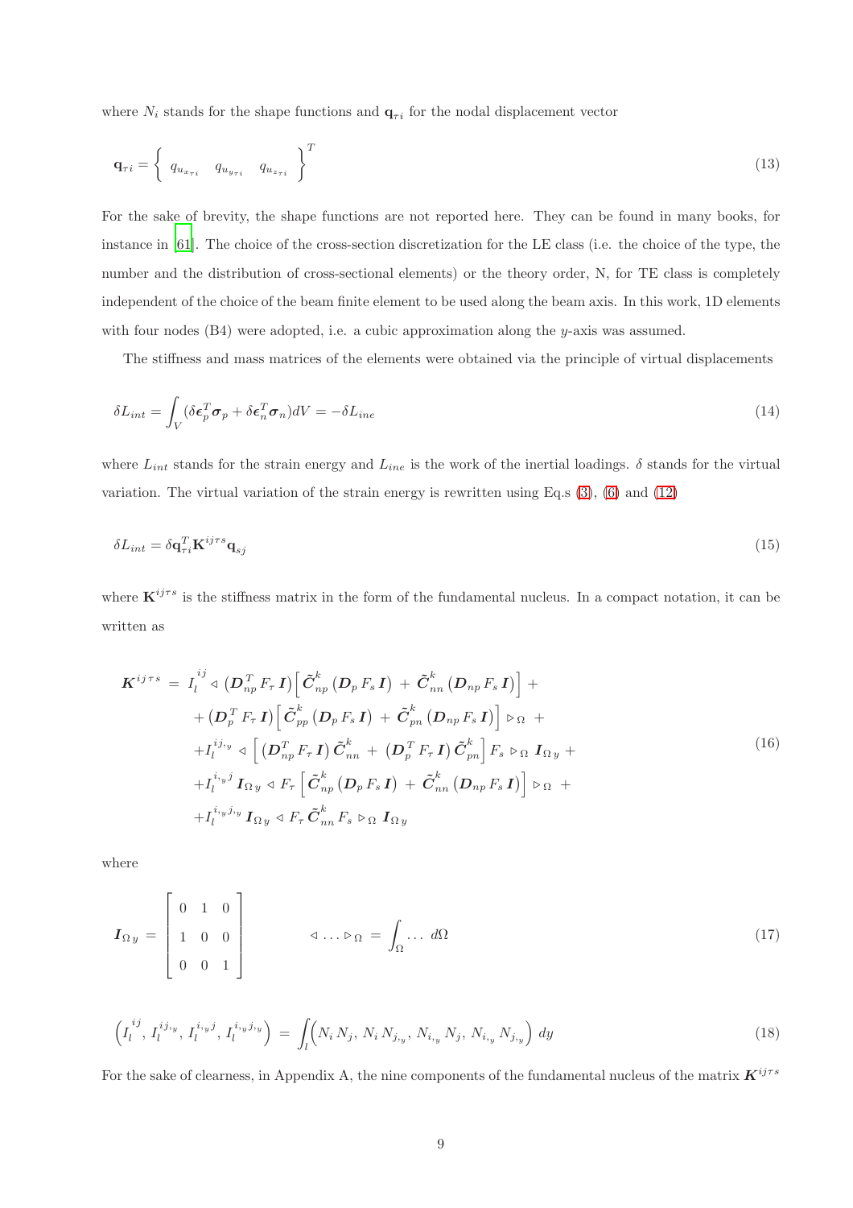where $N_i$ stands for the shape functions and $\mathbf{q}_{\tau i}$ for the nodal displacement vector

$$\mathbf{q}_{\tau i} = \left\{ \begin{array}{ccc} q_{u_{x_{\tau i}}} & q_{u_{y_{\tau i}}} & q_{u_{z_{\tau i}}} \end{array} \right\}^T \tag{13}$$

For the sake of brevity, the shape functions are not reported here. They can be found in many books, for instance in [61]. The choice of the cross-section discretization for the LE class (i.e. the choice of the type, the number and the distribution of cross-sectional elements) or the theory order, N, for TE class is completely independent of the choice of the beam finite element to be used along the beam axis. In this work, 1D elements with four nodes (B4) were adopted, i.e. a cubic approximation along the $y$-axis was assumed.

The stiffness and mass matrices of the elements were obtained via the principle of virtual displacements

$$\delta L_{int} = \int_V (\delta \boldsymbol{\epsilon}_p^T \boldsymbol{\sigma}_p + \delta \boldsymbol{\epsilon}_n^T \boldsymbol{\sigma}_n) dV = -\delta L_{ine} \tag{14}$$

where $L_{int}$ stands for the strain energy and $L_{ine}$ is the work of the inertial loadings. $\delta$ stands for the virtual variation. The virtual variation of the strain energy is rewritten using Eq.s (3), (6) and (12)

$$\delta L_{int} = \delta \mathbf{q}_{\tau i}^T \mathbf{K}^{ij\tau s} \mathbf{q}_{sj} \tag{15}$$

where $\mathbf{K}^{ij\tau s}$ is the stiffness matrix in the form of the fundamental nucleus. In a compact notation, it can be written as

$$\begin{aligned}
\boldsymbol{K}^{ij\tau s} \,=\, & I_l^{ij} \triangleleft \left(\boldsymbol{D}_{np}^T F_\tau \boldsymbol{I}\right)\left[\tilde{\boldsymbol{C}}_{np}^k \left(\boldsymbol{D}_p F_s \boldsymbol{I}\right) \,+\, \tilde{\boldsymbol{C}}_{nn}^k \left(\boldsymbol{D}_{np} F_s \boldsymbol{I}\right)\right] + \\
& + \left(\boldsymbol{D}_p^T F_\tau \boldsymbol{I}\right)\left[\tilde{\boldsymbol{C}}_{pp}^k \left(\boldsymbol{D}_p F_s \boldsymbol{I}\right) \,+\, \tilde{\boldsymbol{C}}_{pn}^k \left(\boldsymbol{D}_{np} F_s \boldsymbol{I}\right)\right] \triangleright_\Omega \,+ \\
& + I_l^{ij_{,y}} \triangleleft \left[\left(\boldsymbol{D}_{np}^T F_\tau \boldsymbol{I}\right) \tilde{\boldsymbol{C}}_{nn}^k \,+\, \left(\boldsymbol{D}_p^T F_\tau \boldsymbol{I}\right) \tilde{\boldsymbol{C}}_{pn}^k\right] F_s \triangleright_\Omega \boldsymbol{I}_{\Omega y} + \\
& + I_l^{i_{,y}j} \boldsymbol{I}_{\Omega y} \triangleleft F_\tau \left[\tilde{\boldsymbol{C}}_{np}^k \left(\boldsymbol{D}_p F_s \boldsymbol{I}\right) \,+\, \tilde{\boldsymbol{C}}_{nn}^k \left(\boldsymbol{D}_{np} F_s \boldsymbol{I}\right)\right] \triangleright_\Omega \,+ \\
& + I_l^{i_{,y}j_{,y}} \boldsymbol{I}_{\Omega y} \triangleleft F_\tau \tilde{\boldsymbol{C}}_{nn}^k F_s \triangleright_\Omega \boldsymbol{I}_{\Omega y}
\end{aligned} \tag{16}$$

where

$$\boldsymbol{I}_{\Omega y} = \begin{bmatrix} 0 & 1 & 0 \\ 1 & 0 & 0 \\ 0 & 0 & 1 \end{bmatrix} \qquad\qquad \triangleleft \ldots \triangleright_\Omega = \int_\Omega \ldots \, d\Omega \tag{17}$$

$$\left(I_l^{ij},\, I_l^{ij_{,y}},\, I_l^{i_{,y}j},\, I_l^{i_{,y}j_{,y}}\right) \,=\, \int_l \left(N_i N_j,\, N_i N_{j_{,y}},\, N_{i_{,y}} N_j,\, N_{i_{,y}} N_{j_{,y}}\right) dy \tag{18}$$

For the sake of clearness, in Appendix A, the nine components of the fundamental nucleus of the matrix $\boldsymbol{K}^{ij\tau s}$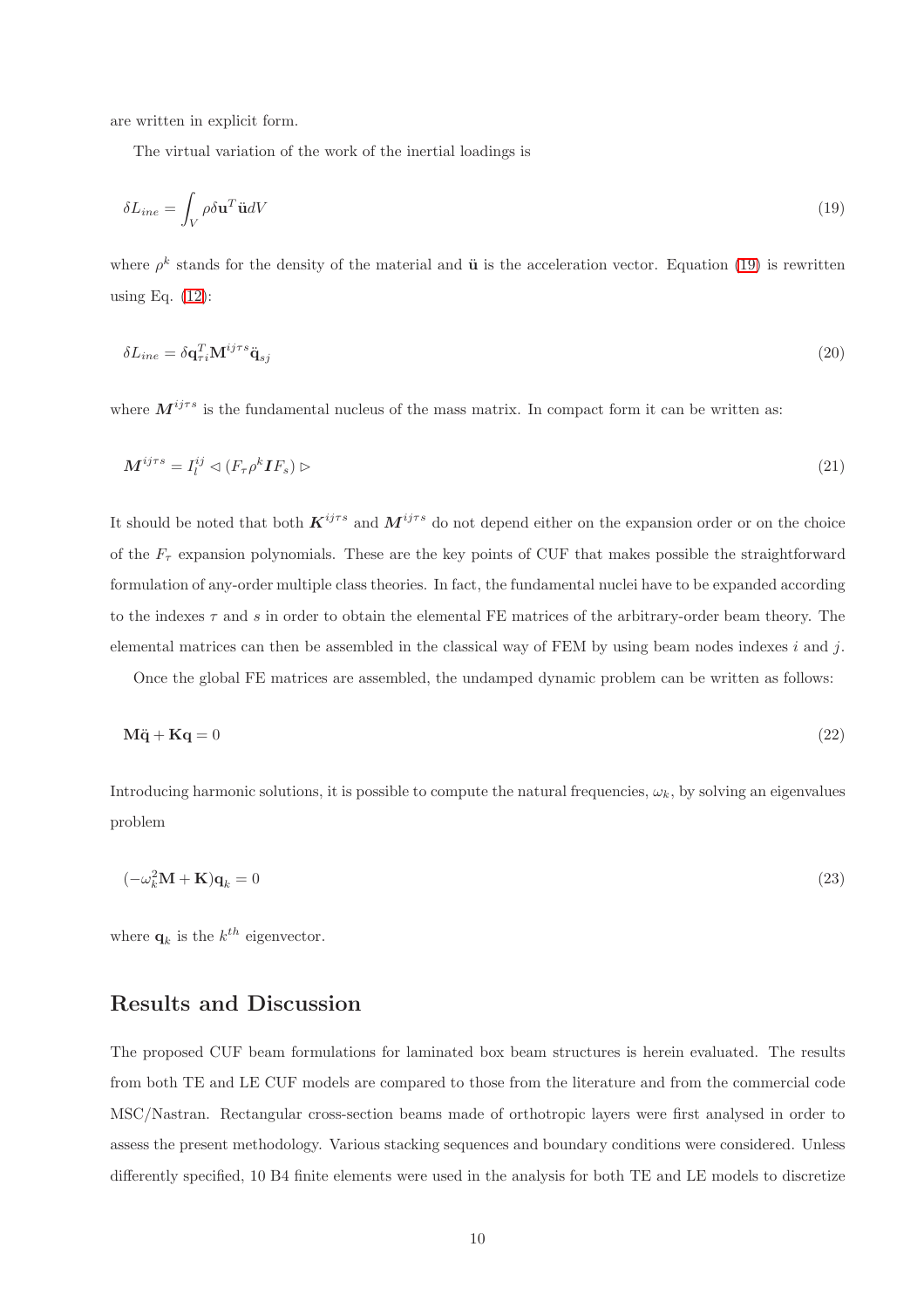are written in explicit form.

The virtual variation of the work of the inertial loadings is

$$\delta L_{ine} = \int_V \rho \delta \mathbf{u}^T \ddot{\mathbf{u}} dV \tag{19}$$

where $\rho^k$ stands for the density of the material and $\ddot{\mathbf{u}}$ is the acceleration vector. Equation (19) is rewritten using Eq. (12):

$$\delta L_{ine} = \delta \mathbf{q}_{\tau i}^T \mathbf{M}^{ij\tau s} \ddot{\mathbf{q}}_{sj} \tag{20}$$

where $\boldsymbol{M}^{ij\tau s}$ is the fundamental nucleus of the mass matrix. In compact form it can be written as:

$$\boldsymbol{M}^{ij\tau s} = I_l^{ij} \triangleleft (F_\tau \rho^k \boldsymbol{I} F_s) \triangleright \tag{21}$$

It should be noted that both $\boldsymbol{K}^{ij\tau s}$ and $\boldsymbol{M}^{ij\tau s}$ do not depend either on the expansion order or on the choice of the $F_\tau$ expansion polynomials. These are the key points of CUF that makes possible the straightforward formulation of any-order multiple class theories. In fact, the fundamental nuclei have to be expanded according to the indexes $\tau$ and $s$ in order to obtain the elemental FE matrices of the arbitrary-order beam theory. The elemental matrices can then be assembled in the classical way of FEM by using beam nodes indexes $i$ and $j$.

Once the global FE matrices are assembled, the undamped dynamic problem can be written as follows:

$$\mathbf{M}\ddot{\mathbf{q}} + \mathbf{K}\mathbf{q} = 0 \tag{22}$$

Introducing harmonic solutions, it is possible to compute the natural frequencies, $\omega_k$, by solving an eigenvalues problem

$$(-\omega_k^2 \mathbf{M} + \mathbf{K})\mathbf{q}_k = 0 \tag{23}$$

where $\mathbf{q}_k$ is the $k^{th}$ eigenvector.

## Results and Discussion

The proposed CUF beam formulations for laminated box beam structures is herein evaluated. The results from both TE and LE CUF models are compared to those from the literature and from the commercial code MSC/Nastran. Rectangular cross-section beams made of orthotropic layers were first analysed in order to assess the present methodology. Various stacking sequences and boundary conditions were considered. Unless differently specified, 10 B4 finite elements were used in the analysis for both TE and LE models to discretize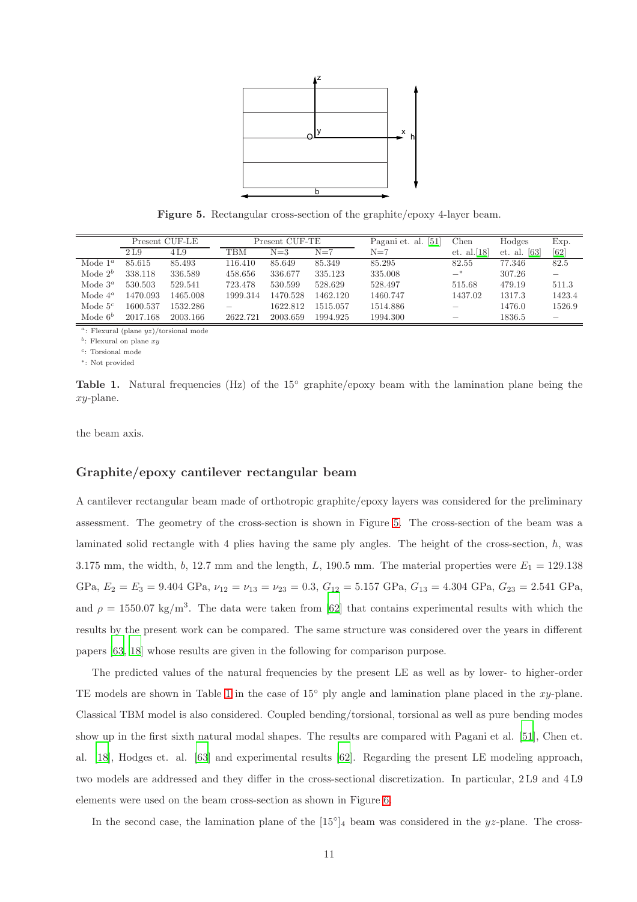**Figure 5.** Rectangular cross-section of the graphite/epoxy 4-layer beam.

| | Present CUF-LE | | Present CUF-TE | | | Pagani et. al. [51] | Chen | Hodges | Exp. |
|---|---|---|---|---|---|---|---|---|---|
| | 2 L9 | 4 L9 | TBM | N=3 | N=7 | N=7 | et. al.[18] | et. al. [63] | [62] |
| Mode 1$^a$ | 85.615 | 85.493 | 116.410 | 85.649 | 85.349 | 85.295 | 82.55 | 77.346 | 82.5 |
| Mode 2$^b$ | 338.118 | 336.589 | 458.656 | 336.677 | 335.123 | 335.008 | –* | 307.26 | – |
| Mode 3$^a$ | 530.503 | 529.541 | 723.478 | 530.599 | 528.629 | 528.497 | 515.68 | 479.19 | 511.3 |
| Mode 4$^a$ | 1470.093 | 1465.008 | 1999.314 | 1470.528 | 1462.120 | 1460.747 | 1437.02 | 1317.3 | 1423.4 |
| Mode 5$^c$ | 1600.537 | 1532.286 | – | 1622.812 | 1515.057 | 1514.886 | – | 1476.0 | 1526.9 |
| Mode 6$^b$ | 2017.168 | 2003.166 | 2622.721 | 2003.659 | 1994.925 | 1994.300 | – | 1836.5 | – |

$^a$: Flexural (plane $yz$)/torsional mode
$^b$: Flexural on plane $xy$
$^c$: Torsional mode
*: Not provided

**Table 1.** Natural frequencies (Hz) of the 15° graphite/epoxy beam with the lamination plane being the $xy$-plane.

the beam axis.

## Graphite/epoxy cantilever rectangular beam

A cantilever rectangular beam made of orthotropic graphite/epoxy layers was considered for the preliminary assessment. The geometry of the cross-section is shown in Figure 5. The cross-section of the beam was a laminated solid rectangle with 4 plies having the same ply angles. The height of the cross-section, $h$, was 3.175 mm, the width, $b$, 12.7 mm and the length, $L$, 190.5 mm. The material properties were $E_1 = 129.138$ GPa, $E_2 = E_3 = 9.404$ GPa, $\nu_{12} = \nu_{13} = \nu_{23} = 0.3$, $G_{12} = 5.157$ GPa, $G_{13} = 4.304$ GPa, $G_{23} = 2.541$ GPa, and $\rho = 1550.07$ kg/m$^3$. The data were taken from [62] that contains experimental results with which the results by the present work can be compared. The same structure was considered over the years in different papers [63, 18] whose results are given in the following for comparison purpose.

The predicted values of the natural frequencies by the present LE as well as by lower- to higher-order TE models are shown in Table 1 in the case of 15° ply angle and lamination plane placed in the $xy$-plane. Classical TBM model is also considered. Coupled bending/torsional, torsional as well as pure bending modes show up in the first sixth natural modal shapes. The results are compared with Pagani et al. [51], Chen et. al. [18], Hodges et. al. [63] and experimental results [62]. Regarding the present LE modeling approach, two models are addressed and they differ in the cross-sectional discretization. In particular, 2 L9 and 4 L9 elements were used on the beam cross-section as shown in Figure 6.

In the second case, the lamination plane of the $[15°]_4$ beam was considered in the $yz$-plane. The cross-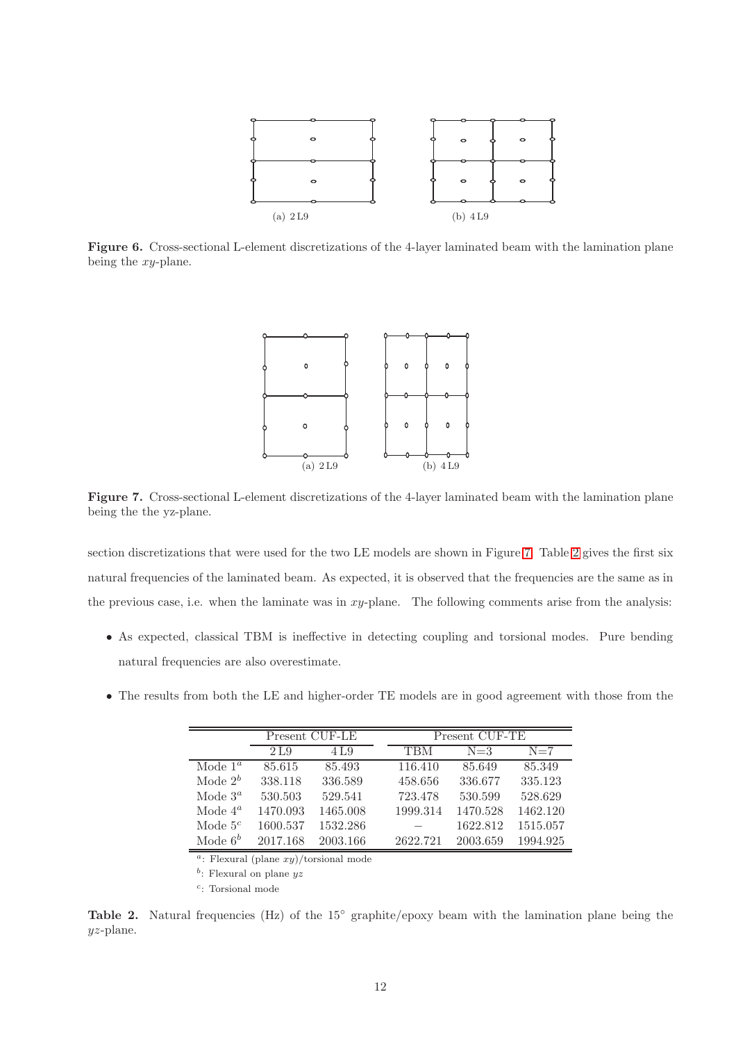(a) 2 L9

(b) 4 L9

**Figure 6.** Cross-sectional L-element discretizations of the 4-layer laminated beam with the lamination plane being the $xy$-plane.

(a) 2 L9

(b) 4 L9

**Figure 7.** Cross-sectional L-element discretizations of the 4-layer laminated beam with the lamination plane being the the yz-plane.

section discretizations that were used for the two LE models are shown in Figure 7. Table 2 gives the first six natural frequencies of the laminated beam. As expected, it is observed that the frequencies are the same as in the previous case, i.e. when the laminate was in $xy$-plane. The following comments arise from the analysis:

- As expected, classical TBM is ineffective in detecting coupling and torsional modes. Pure bending natural frequencies are also overestimate.
- The results from both the LE and higher-order TE models are in good agreement with those from the

| | Present CUF-LE | | Present CUF-TE | | |
|---|---|---|---|---|---|
| | 2 L9 | 4 L9 | TBM | N=3 | N=7 |
| Mode 1[a] | 85.615 | 85.493 | 116.410 | 85.649 | 85.349 |
| Mode 2[b] | 338.118 | 336.589 | 458.656 | 336.677 | 335.123 |
| Mode 3[a] | 530.503 | 529.541 | 723.478 | 530.599 | 528.629 |
| Mode 4[a] | 1470.093 | 1465.008 | 1999.314 | 1470.528 | 1462.120 |
| Mode 5[c] | 1600.537 | 1532.286 | − | 1622.812 | 1515.057 |
| Mode 6[b] | 2017.168 | 2003.166 | 2622.721 | 2003.659 | 1994.925 |

[a]: Flexural (plane $xy$)/torsional mode

[b]: Flexural on plane $yz$

[c]: Torsional mode

**Table 2.** Natural frequencies (Hz) of the 15° graphite/epoxy beam with the lamination plane being the $yz$-plane.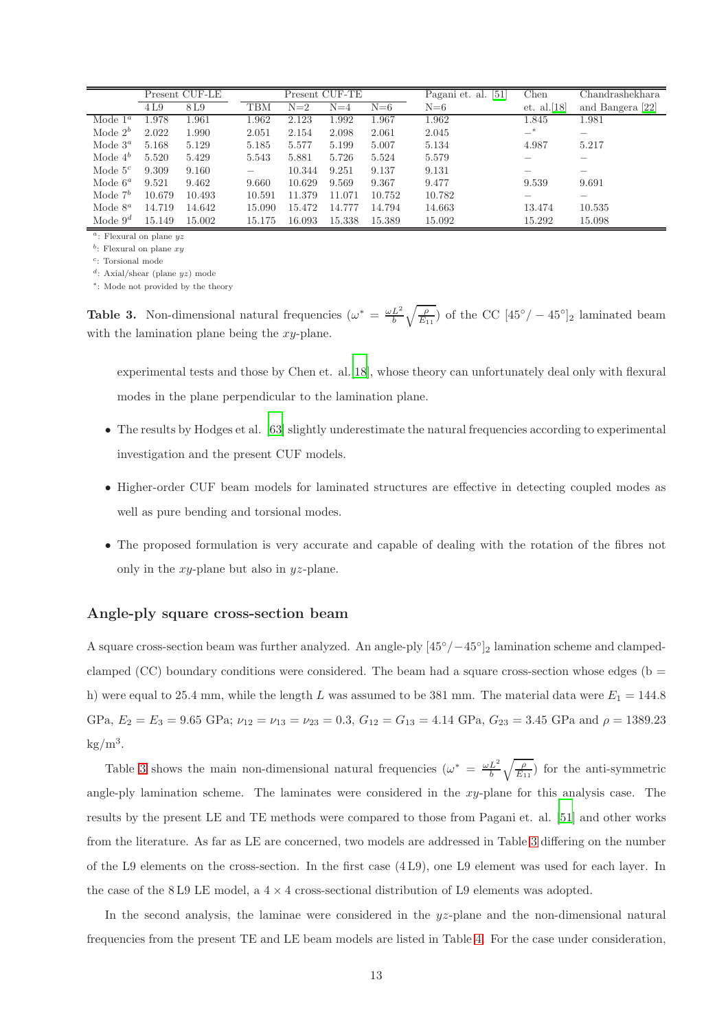| | Present CUF-LE | | Present CUF-TE | | | | Pagani et. al. [51] | Chen et. al.[18] | Chandrashekhara and Bangera [22] |
|---|---|---|---|---|---|---|---|---|---|
| | 4 L9 | 8 L9 | TBM | N=2 | N=4 | N=6 | N=6 | | |
| Mode 1[a] | 1.978 | 1.961 | 1.962 | 2.123 | 1.992 | 1.967 | 1.962 | 1.845 | 1.981 |
| Mode 2[b] | 2.022 | 1.990 | 2.051 | 2.154 | 2.098 | 2.061 | 2.045 | –[*] | – |
| Mode 3[a] | 5.168 | 5.129 | 5.185 | 5.577 | 5.199 | 5.007 | 5.134 | 4.987 | 5.217 |
| Mode 4[b] | 5.520 | 5.429 | 5.543 | 5.881 | 5.726 | 5.524 | 5.579 | – | – |
| Mode 5[c] | 9.309 | 9.160 | – | 10.344 | 9.251 | 9.137 | 9.131 | – | – |
| Mode 6[a] | 9.521 | 9.462 | 9.660 | 10.629 | 9.569 | 9.367 | 9.477 | 9.539 | 9.691 |
| Mode 7[b] | 10.679 | 10.493 | 10.591 | 11.379 | 11.071 | 10.752 | 10.782 | – | – |
| Mode 8[a] | 14.719 | 14.642 | 15.090 | 15.472 | 14.777 | 14.794 | 14.663 | 13.474 | 10.535 |
| Mode 9[d] | 15.149 | 15.002 | 15.175 | 16.093 | 15.338 | 15.389 | 15.092 | 15.292 | 15.098 |

[a]: Flexural on plane $yz$

[b]: Flexural on plane $xy$

[c]: Torsional mode

[d]: Axial/shear (plane $yz$) mode

[*]: Mode not provided by the theory

**Table 3.** Non-dimensional natural frequencies ($\omega^* = \frac{\omega L^2}{b}\sqrt{\frac{\rho}{E_{11}}}$) of the CC $[45°/-45°]_2$ laminated beam with the lamination plane being the $xy$-plane.

experimental tests and those by Chen et. al. [18], whose theory can unfortunately deal only with flexural modes in the plane perpendicular to the lamination plane.

- The results by Hodges et al. [63] slightly underestimate the natural frequencies according to experimental investigation and the present CUF models.
- Higher-order CUF beam models for laminated structures are effective in detecting coupled modes as well as pure bending and torsional modes.
- The proposed formulation is very accurate and capable of dealing with the rotation of the fibres not only in the $xy$-plane but also in $yz$-plane.

## Angle-ply square cross-section beam

A square cross-section beam was further analyzed. An angle-ply $[45°/-45°]_2$ lamination scheme and clamped-clamped (CC) boundary conditions were considered. The beam had a square cross-section whose edges (b = h) were equal to 25.4 mm, while the length $L$ was assumed to be 381 mm. The material data were $E_1 = 144.8$ GPa, $E_2 = E_3 = 9.65$ GPa; $\nu_{12} = \nu_{13} = \nu_{23} = 0.3$, $G_{12} = G_{13} = 4.14$ GPa, $G_{23} = 3.45$ GPa and $\rho = 1389.23$ kg/m$^3$.

Table 3 shows the main non-dimensional natural frequencies ($\omega^* = \frac{\omega L^2}{b}\sqrt{\frac{\rho}{E_{11}}}$) for the anti-symmetric angle-ply lamination scheme. The laminates were considered in the $xy$-plane for this analysis case. The results by the present LE and TE methods were compared to those from Pagani et. al. [51] and other works from the literature. As far as LE are concerned, two models are addressed in Table 3 differing on the number of the L9 elements on the cross-section. In the first case (4 L9), one L9 element was used for each layer. In the case of the 8 L9 LE model, a $4 \times 4$ cross-sectional distribution of L9 elements was adopted.

In the second analysis, the laminae were considered in the $yz$-plane and the non-dimensional natural frequencies from the present TE and LE beam models are listed in Table 4. For the case under consideration,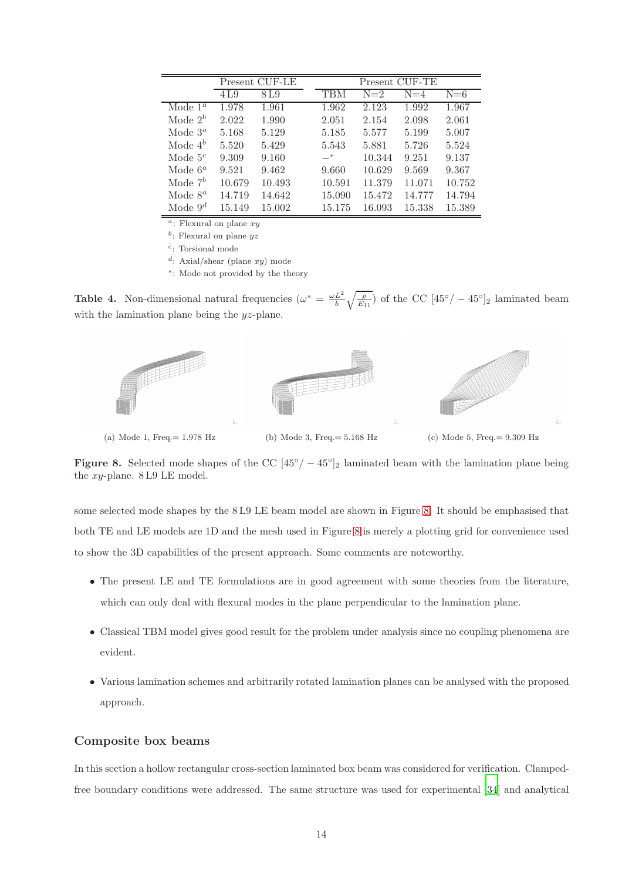|  | Present CUF-LE |  | Present CUF-TE |  |  |  |
|---|---|---|---|---|---|---|
|  | 4 L9 | 8 L9 | TBM | N=2 | N=4 | N=6 |
| Mode $1^a$ | 1.978 | 1.961 | 1.962 | 2.123 | 1.992 | 1.967 |
| Mode $2^b$ | 2.022 | 1.990 | 2.051 | 2.154 | 2.098 | 2.061 |
| Mode $3^a$ | 5.168 | 5.129 | 5.185 | 5.577 | 5.199 | 5.007 |
| Mode $4^b$ | 5.520 | 5.429 | 5.543 | 5.881 | 5.726 | 5.524 |
| Mode $5^c$ | 9.309 | 9.160 | $-^*$ | 10.344 | 9.251 | 9.137 |
| Mode $6^a$ | 9.521 | 9.462 | 9.660 | 10.629 | 9.569 | 9.367 |
| Mode $7^b$ | 10.679 | 10.493 | 10.591 | 11.379 | 11.071 | 10.752 |
| Mode $8^a$ | 14.719 | 14.642 | 15.090 | 15.472 | 14.777 | 14.794 |
| Mode $9^d$ | 15.149 | 15.002 | 15.175 | 16.093 | 15.338 | 15.389 |

$^a$: Flexural on plane $xy$

$^b$: Flexural on plane $yz$

$^c$: Torsional mode

$^d$: Axial/shear (plane $xy$) mode

$^*$: Mode not provided by the theory

**Table 4.** Non-dimensional natural frequencies ($\omega^* = \frac{\omega L^2}{b}\sqrt{\frac{\rho}{E_{11}}}$) of the CC $[45°/-45°]_2$ laminated beam with the lamination plane being the $yz$-plane.

(a) Mode 1, Freq.= 1.978 Hz

(b) Mode 3, Freq.= 5.168 Hz

(c) Mode 5, Freq.= 9.309 Hz

**Figure 8.** Selected mode shapes of the CC $[45°/-45°]_2$ laminated beam with the lamination plane being the $xy$-plane. 8 L9 LE model.

some selected mode shapes by the 8 L9 LE beam model are shown in Figure 8. It should be emphasised that both TE and LE models are 1D and the mesh used in Figure 8 is merely a plotting grid for convenience used to show the 3D capabilities of the present approach. Some comments are noteworthy.

- The present LE and TE formulations are in good agreement with some theories from the literature, which can only deal with flexural modes in the plane perpendicular to the lamination plane.
- Classical TBM model gives good result for the problem under analysis since no coupling phenomena are evident.
- Various lamination schemes and arbitrarily rotated lamination planes can be analysed with the proposed approach.

## Composite box beams

In this section a hollow rectangular cross-section laminated box beam was considered for verification. Clamped-free boundary conditions were addressed. The same structure was used for experimental [34] and analytical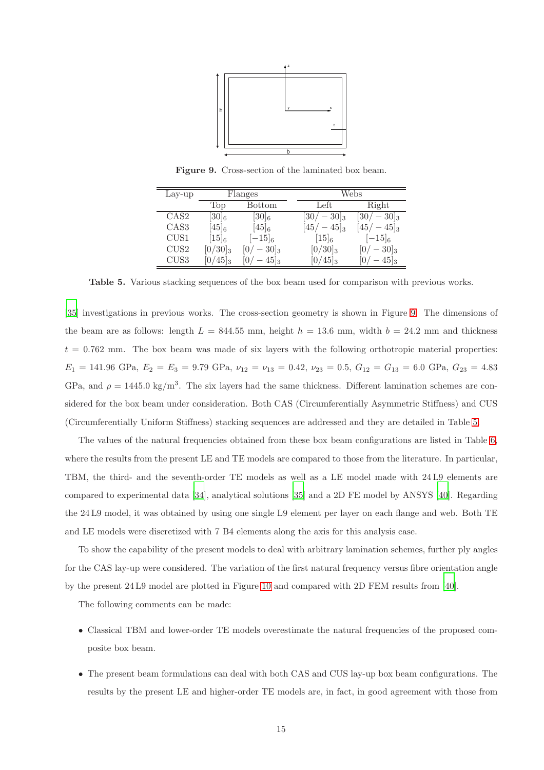**Figure 9.** Cross-section of the laminated box beam.

| Lay-up | Flanges | | Webs | |
|---|---|---|---|---|
| | Top | Bottom | Left | Right |
| CAS2 | $[30]_6$ | $[30]_6$ | $[30/-30]_3$ | $[30/-30]_3$ |
| CAS3 | $[45]_6$ | $[45]_6$ | $[45/-45]_3$ | $[45/-45]_3$ |
| CUS1 | $[15]_6$ | $[-15]_6$ | $[15]_6$ | $[-15]_6$ |
| CUS2 | $[0/30]_3$ | $[0/-30]_3$ | $[0/30]_3$ | $[0/-30]_3$ |
| CUS3 | $[0/45]_3$ | $[0/-45]_3$ | $[0/45]_3$ | $[0/-45]_3$ |

**Table 5.** Various stacking sequences of the box beam used for comparison with previous works.

[35] investigations in previous works. The cross-section geometry is shown in Figure 9. The dimensions of the beam are as follows: length $L = 844.55$ mm, height $h = 13.6$ mm, width $b = 24.2$ mm and thickness $t = 0.762$ mm. The box beam was made of six layers with the following orthotropic material properties: $E_1 = 141.96$ GPa, $E_2 = E_3 = 9.79$ GPa, $\nu_{12} = \nu_{13} = 0.42$, $\nu_{23} = 0.5$, $G_{12} = G_{13} = 6.0$ GPa, $G_{23} = 4.83$ GPa, and $\rho = 1445.0$ kg/m$^3$. The six layers had the same thickness. Different lamination schemes are considered for the box beam under consideration. Both CAS (Circumferentially Asymmetric Stiffness) and CUS (Circumferentially Uniform Stiffness) stacking sequences are addressed and they are detailed in Table 5.

The values of the natural frequencies obtained from these box beam configurations are listed in Table 6, where the results from the present LE and TE models are compared to those from the literature. In particular, TBM, the third- and the seventh-order TE models as well as a LE model made with 24 L9 elements are compared to experimental data [34], analytical solutions [35] and a 2D FE model by ANSYS [40]. Regarding the 24 L9 model, it was obtained by using one single L9 element per layer on each flange and web. Both TE and LE models were discretized with 7 B4 elements along the axis for this analysis case.

To show the capability of the present models to deal with arbitrary lamination schemes, further ply angles for the CAS lay-up were considered. The variation of the first natural frequency versus fibre orientation angle by the present 24 L9 model are plotted in Figure 10 and compared with 2D FEM results from [40].

The following comments can be made:

- Classical TBM and lower-order TE models overestimate the natural frequencies of the proposed composite box beam.
- The present beam formulations can deal with both CAS and CUS lay-up box beam configurations. The results by the present LE and higher-order TE models are, in fact, in good agreement with those from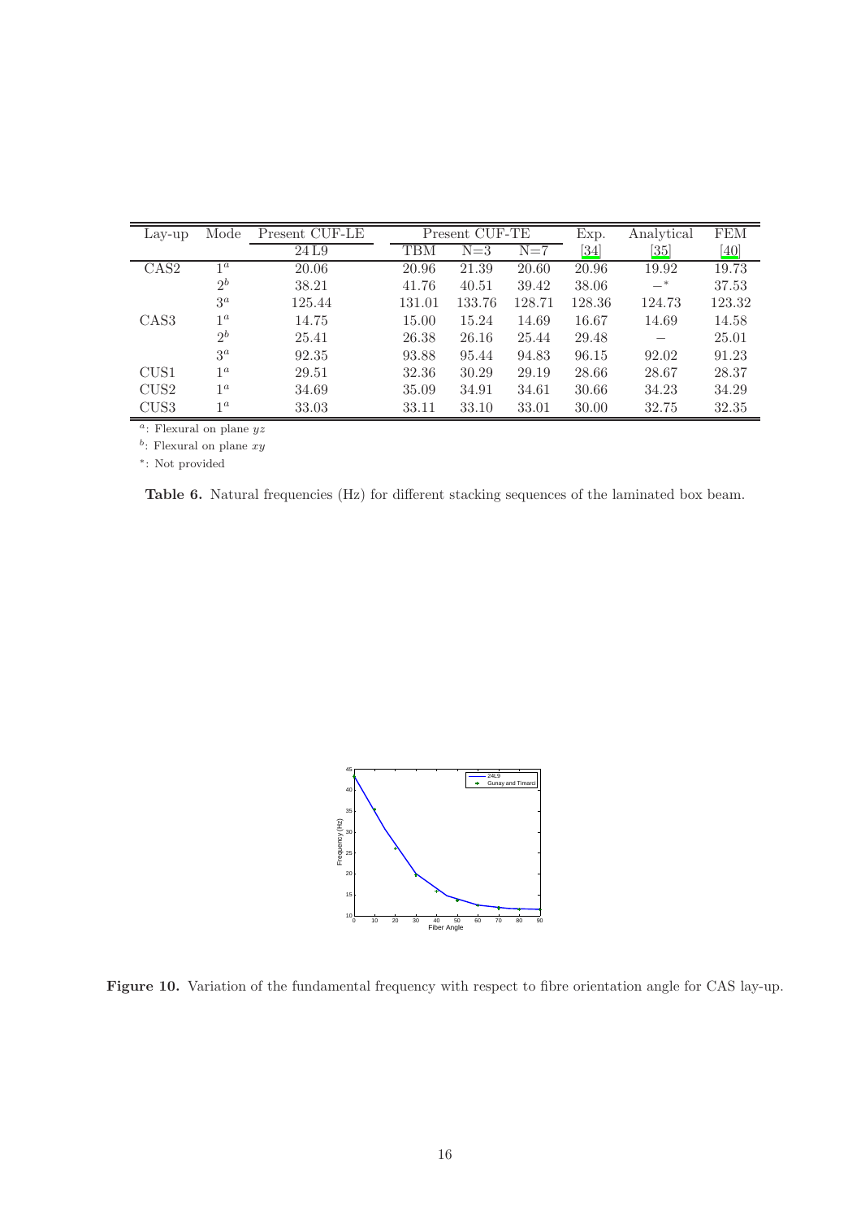| Lay-up | Mode | Present CUF-LE | Present CUF-TE | | | Exp. | Analytical | FEM |
|---|---|---|---|---|---|---|---|---|
| | | 24 L9 | TBM | N=3 | N=7 | [34] | [35] | [40] |
| CAS2 | $1^a$ | 20.06 | 20.96 | 21.39 | 20.60 | 20.96 | 19.92 | 19.73 |
| | $2^b$ | 38.21 | 41.76 | 40.51 | 39.42 | 38.06 | $-^*$ | 37.53 |
| | $3^a$ | 125.44 | 131.01 | 133.76 | 128.71 | 128.36 | 124.73 | 123.32 |
| CAS3 | $1^a$ | 14.75 | 15.00 | 15.24 | 14.69 | 16.67 | 14.69 | 14.58 |
| | $2^b$ | 25.41 | 26.38 | 26.16 | 25.44 | 29.48 | $-$ | 25.01 |
| | $3^a$ | 92.35 | 93.88 | 95.44 | 94.83 | 96.15 | 92.02 | 91.23 |
| CUS1 | $1^a$ | 29.51 | 32.36 | 30.29 | 29.19 | 28.66 | 28.67 | 28.37 |
| CUS2 | $1^a$ | 34.69 | 35.09 | 34.91 | 34.61 | 30.66 | 34.23 | 34.29 |
| CUS3 | $1^a$ | 33.03 | 33.11 | 33.10 | 33.01 | 30.00 | 32.75 | 32.35 |

[a]: Flexural on plane $yz$

[b]: Flexural on plane $xy$

[*]: Not provided

**Table 6.** Natural frequencies (Hz) for different stacking sequences of the laminated box beam.

**Figure 10.** Variation of the fundamental frequency with respect to fibre orientation angle for CAS lay-up.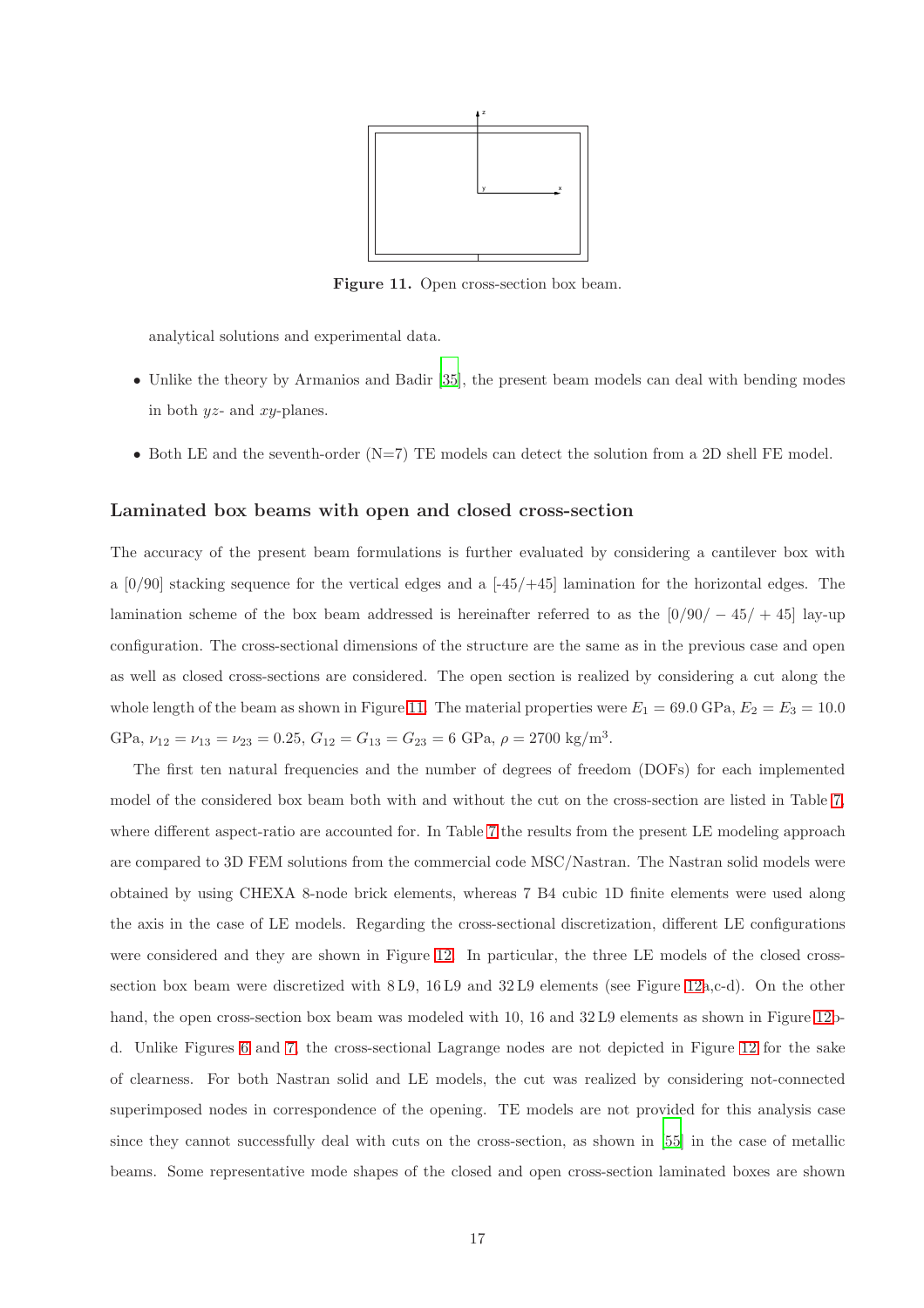**Figure 11.** Open cross-section box beam.

analytical solutions and experimental data.

- Unlike the theory by Armanios and Badir [35], the present beam models can deal with bending modes in both $yz$- and $xy$-planes.
- Both LE and the seventh-order (N=7) TE models can detect the solution from a 2D shell FE model.

### Laminated box beams with open and closed cross-section

The accuracy of the present beam formulations is further evaluated by considering a cantilever box with a [0/90] stacking sequence for the vertical edges and a [-45/+45] lamination for the horizontal edges. The lamination scheme of the box beam addressed is hereinafter referred to as the $[0/90/-45/+45]$ lay-up configuration. The cross-sectional dimensions of the structure are the same as in the previous case and open as well as closed cross-sections are considered. The open section is realized by considering a cut along the whole length of the beam as shown in Figure 11. The material properties were $E_1 = 69.0$ GPa, $E_2 = E_3 = 10.0$ GPa, $\nu_{12} = \nu_{13} = \nu_{23} = 0.25$, $G_{12} = G_{13} = G_{23} = 6$ GPa, $\rho = 2700$ kg/m$^3$.

The first ten natural frequencies and the number of degrees of freedom (DOFs) for each implemented model of the considered box beam both with and without the cut on the cross-section are listed in Table 7, where different aspect-ratio are accounted for. In Table 7 the results from the present LE modeling approach are compared to 3D FEM solutions from the commercial code MSC/Nastran. The Nastran solid models were obtained by using CHEXA 8-node brick elements, whereas 7 B4 cubic 1D finite elements were used along the axis in the case of LE models. Regarding the cross-sectional discretization, different LE configurations were considered and they are shown in Figure 12. In particular, the three LE models of the closed cross-section box beam were discretized with 8 L9, 16 L9 and 32 L9 elements (see Figure 12a,c-d). On the other hand, the open cross-section box beam was modeled with 10, 16 and 32 L9 elements as shown in Figure 12b-d. Unlike Figures 6 and 7, the cross-sectional Lagrange nodes are not depicted in Figure 12 for the sake of clearness. For both Nastran solid and LE models, the cut was realized by considering not-connected superimposed nodes in correspondence of the opening. TE models are not provided for this analysis case since they cannot successfully deal with cuts on the cross-section, as shown in [55] in the case of metallic beams. Some representative mode shapes of the closed and open cross-section laminated boxes are shown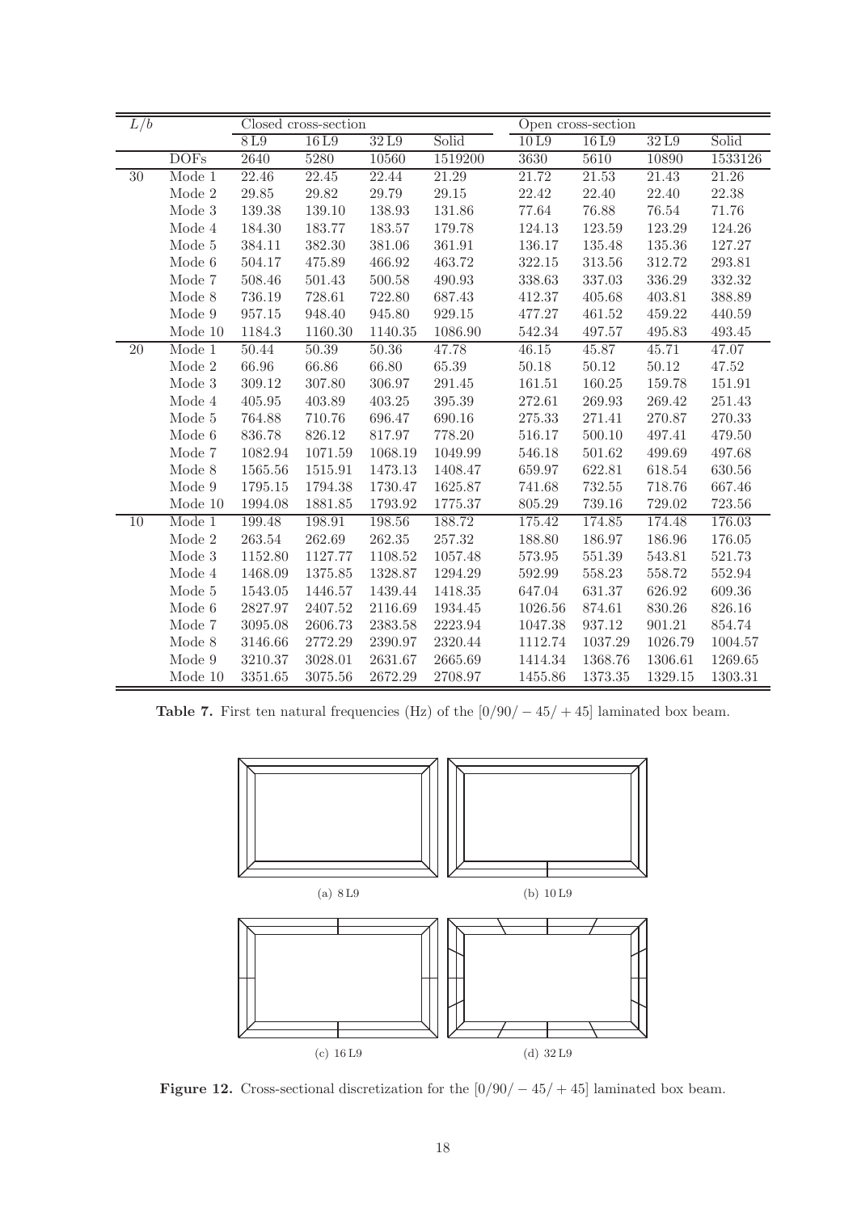| $L/b$ | | Closed cross-section | | | | Open cross-section | | | |
|---|---|---|---|---|---|---|---|---|---|
| | | 8 L9 | 16 L9 | 32 L9 | Solid | 10 L9 | 16 L9 | 32 L9 | Solid |
| | DOFs | 2640 | 5280 | 10560 | 1519200 | 3630 | 5610 | 10890 | 1533126 |
| 30 | Mode 1 | 22.46 | 22.45 | 22.44 | 21.29 | 21.72 | 21.53 | 21.43 | 21.26 |
| | Mode 2 | 29.85 | 29.82 | 29.79 | 29.15 | 22.42 | 22.40 | 22.40 | 22.38 |
| | Mode 3 | 139.38 | 139.10 | 138.93 | 131.86 | 77.64 | 76.88 | 76.54 | 71.76 |
| | Mode 4 | 184.30 | 183.77 | 183.57 | 179.78 | 124.13 | 123.59 | 123.29 | 124.26 |
| | Mode 5 | 384.11 | 382.30 | 381.06 | 361.91 | 136.17 | 135.48 | 135.36 | 127.27 |
| | Mode 6 | 504.17 | 475.89 | 466.92 | 463.72 | 322.15 | 313.56 | 312.72 | 293.81 |
| | Mode 7 | 508.46 | 501.43 | 500.58 | 490.93 | 338.63 | 337.03 | 336.29 | 332.32 |
| | Mode 8 | 736.19 | 728.61 | 722.80 | 687.43 | 412.37 | 405.68 | 403.81 | 388.89 |
| | Mode 9 | 957.15 | 948.40 | 945.80 | 929.15 | 477.27 | 461.52 | 459.22 | 440.59 |
| | Mode 10 | 1184.3 | 1160.30 | 1140.35 | 1086.90 | 542.34 | 497.57 | 495.83 | 493.45 |
| 20 | Mode 1 | 50.44 | 50.39 | 50.36 | 47.78 | 46.15 | 45.87 | 45.71 | 47.07 |
| | Mode 2 | 66.96 | 66.86 | 66.80 | 65.39 | 50.18 | 50.12 | 50.12 | 47.52 |
| | Mode 3 | 309.12 | 307.80 | 306.97 | 291.45 | 161.51 | 160.25 | 159.78 | 151.91 |
| | Mode 4 | 405.95 | 403.89 | 403.25 | 395.39 | 272.61 | 269.93 | 269.42 | 251.43 |
| | Mode 5 | 764.88 | 710.76 | 696.47 | 690.16 | 275.33 | 271.41 | 270.87 | 270.33 |
| | Mode 6 | 836.78 | 826.12 | 817.97 | 778.20 | 516.17 | 500.10 | 497.41 | 479.50 |
| | Mode 7 | 1082.94 | 1071.59 | 1068.19 | 1049.99 | 546.18 | 501.62 | 499.69 | 497.68 |
| | Mode 8 | 1565.56 | 1515.91 | 1473.13 | 1408.47 | 659.97 | 622.81 | 618.54 | 630.56 |
| | Mode 9 | 1795.15 | 1794.38 | 1730.47 | 1625.87 | 741.68 | 732.55 | 718.76 | 667.46 |
| | Mode 10 | 1994.08 | 1881.85 | 1793.92 | 1775.37 | 805.29 | 739.16 | 729.02 | 723.56 |
| 10 | Mode 1 | 199.48 | 198.91 | 198.56 | 188.72 | 175.42 | 174.85 | 174.48 | 176.03 |
| | Mode 2 | 263.54 | 262.69 | 262.35 | 257.32 | 188.80 | 186.97 | 186.96 | 176.05 |
| | Mode 3 | 1152.80 | 1127.77 | 1108.52 | 1057.48 | 573.95 | 551.39 | 543.81 | 521.73 |
| | Mode 4 | 1468.09 | 1375.85 | 1328.87 | 1294.29 | 592.99 | 558.23 | 558.72 | 552.94 |
| | Mode 5 | 1543.05 | 1446.57 | 1439.44 | 1418.35 | 647.04 | 631.37 | 626.92 | 609.36 |
| | Mode 6 | 2827.97 | 2407.52 | 2116.69 | 1934.45 | 1026.56 | 874.61 | 830.26 | 826.16 |
| | Mode 7 | 3095.08 | 2606.73 | 2383.58 | 2223.94 | 1047.38 | 937.12 | 901.21 | 854.74 |
| | Mode 8 | 3146.66 | 2772.29 | 2390.97 | 2320.44 | 1112.74 | 1037.29 | 1026.79 | 1004.57 |
| | Mode 9 | 3210.37 | 3028.01 | 2631.67 | 2665.69 | 1414.34 | 1368.76 | 1306.61 | 1269.65 |
| | Mode 10 | 3351.65 | 3075.56 | 2672.29 | 2708.97 | 1455.86 | 1373.35 | 1329.15 | 1303.31 |

**Table 7.** First ten natural frequencies (Hz) of the $[0/90/-45/+45]$ laminated box beam.

(a) 8 L9

(b) 10 L9

(c) 16 L9

(d) 32 L9

**Figure 12.** Cross-sectional discretization for the $[0/90/-45/+45]$ laminated box beam.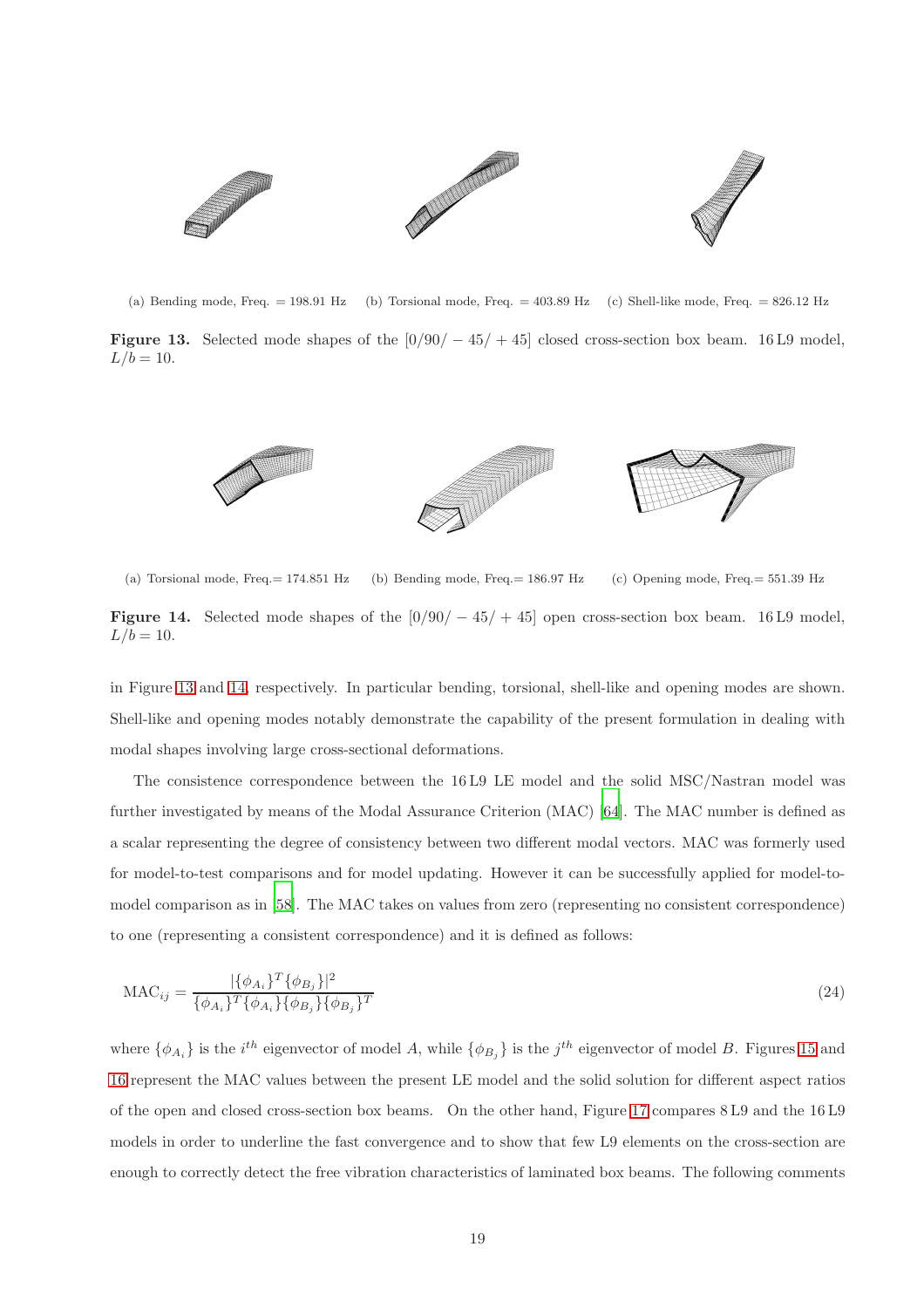(a) Bending mode, Freq. = 198.91 Hz (b) Torsional mode, Freq. = 403.89 Hz (c) Shell-like mode, Freq. = 826.12 Hz

**Figure 13.** Selected mode shapes of the $[0/90/-45/+45]$ closed cross-section box beam. 16 L9 model, $L/b = 10$.

(a) Torsional mode, Freq.= 174.851 Hz (b) Bending mode, Freq.= 186.97 Hz (c) Opening mode, Freq.= 551.39 Hz

**Figure 14.** Selected mode shapes of the $[0/90/-45/+45]$ open cross-section box beam. 16 L9 model, $L/b = 10$.

in Figure 13 and 14, respectively. In particular bending, torsional, shell-like and opening modes are shown. Shell-like and opening modes notably demonstrate the capability of the present formulation in dealing with modal shapes involving large cross-sectional deformations.

The consistence correspondence between the 16 L9 LE model and the solid MSC/Nastran model was further investigated by means of the Modal Assurance Criterion (MAC) [64]. The MAC number is defined as a scalar representing the degree of consistency between two different modal vectors. MAC was formerly used for model-to-test comparisons and for model updating. However it can be successfully applied for model-to-model comparison as in [58]. The MAC takes on values from zero (representing no consistent correspondence) to one (representing a consistent correspondence) and it is defined as follows:

$$\mathrm{MAC}_{ij} = \frac{|\{\phi_{A_i}\}^T\{\phi_{B_j}\}|^2}{\{\phi_{A_i}\}^T\{\phi_{A_i}\}\{\phi_{B_j}\}\{\phi_{B_j}\}^T} \tag{24}$$

where $\{\phi_{A_i}\}$ is the $i^{th}$ eigenvector of model $A$, while $\{\phi_{B_j}\}$ is the $j^{th}$ eigenvector of model $B$. Figures 15 and 16 represent the MAC values between the present LE model and the solid solution for different aspect ratios of the open and closed cross-section box beams. On the other hand, Figure 17 compares 8 L9 and the 16 L9 models in order to underline the fast convergence and to show that few L9 elements on the cross-section are enough to correctly detect the free vibration characteristics of laminated box beams. The following comments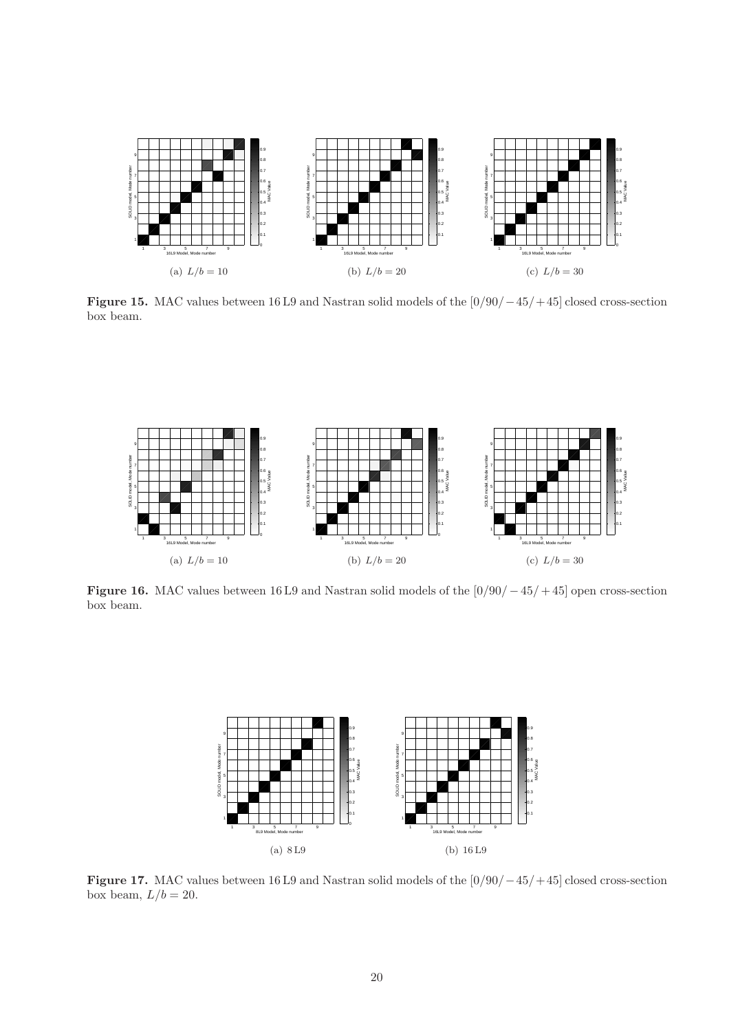(a) $L/b = 10$

(b) $L/b = 20$

(c) $L/b = 30$

**Figure 15.** MAC values between 16 L9 and Nastran solid models of the $[0/90/-45/+45]$ closed cross-section box beam.

(a) $L/b = 10$

(b) $L/b = 20$

(c) $L/b = 30$

**Figure 16.** MAC values between 16 L9 and Nastran solid models of the $[0/90/-45/+45]$ open cross-section box beam.

(a) 8 L9

(b) 16 L9

**Figure 17.** MAC values between 16 L9 and Nastran solid models of the $[0/90/-45/+45]$ closed cross-section box beam, $L/b = 20$.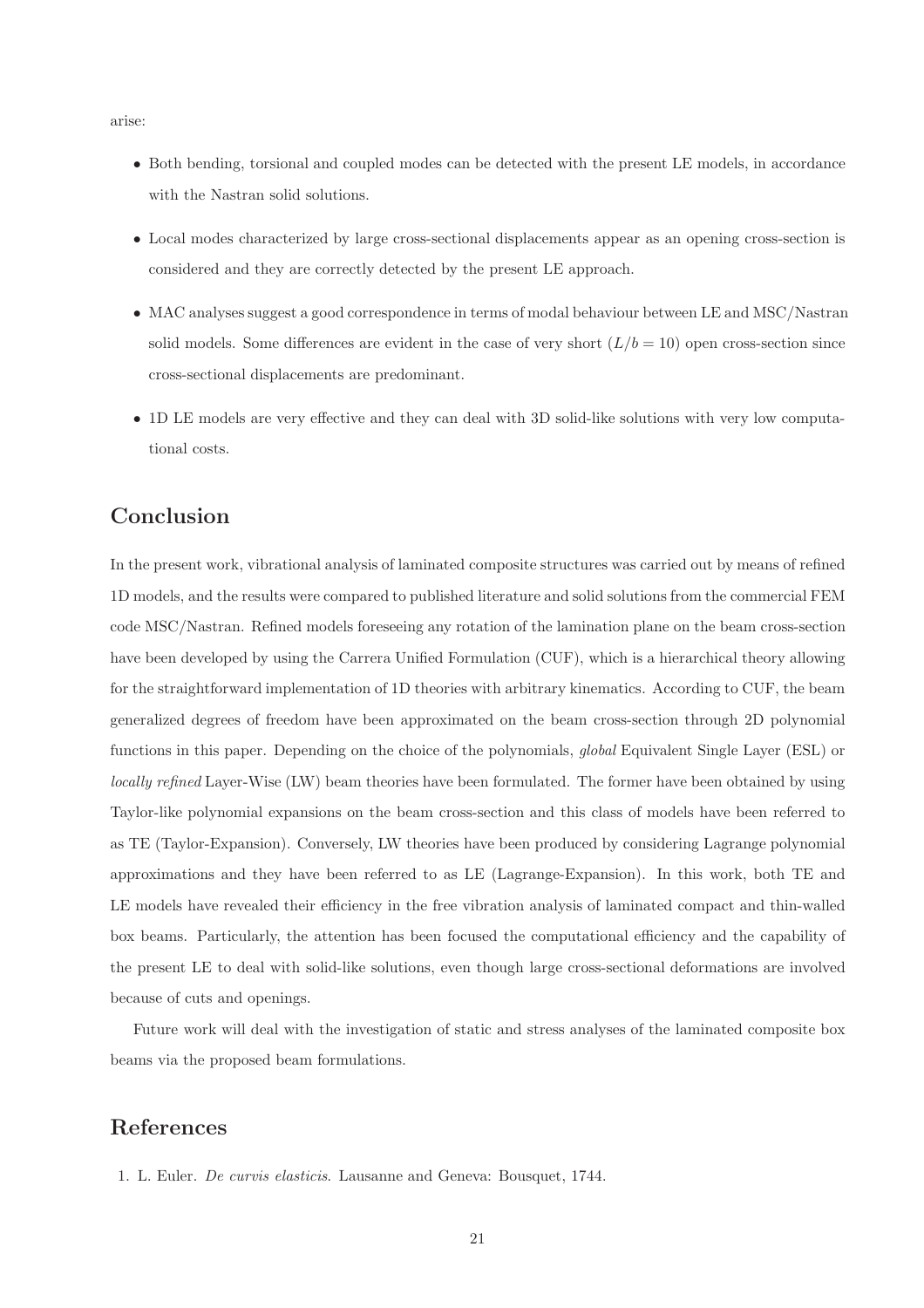arise:

- Both bending, torsional and coupled modes can be detected with the present LE models, in accordance with the Nastran solid solutions.
- Local modes characterized by large cross-sectional displacements appear as an opening cross-section is considered and they are correctly detected by the present LE approach.
- MAC analyses suggest a good correspondence in terms of modal behaviour between LE and MSC/Nastran solid models. Some differences are evident in the case of very short ($L/b = 10$) open cross-section since cross-sectional displacements are predominant.
- 1D LE models are very effective and they can deal with 3D solid-like solutions with very low computational costs.

## Conclusion

In the present work, vibrational analysis of laminated composite structures was carried out by means of refined 1D models, and the results were compared to published literature and solid solutions from the commercial FEM code MSC/Nastran. Refined models foreseeing any rotation of the lamination plane on the beam cross-section have been developed by using the Carrera Unified Formulation (CUF), which is a hierarchical theory allowing for the straightforward implementation of 1D theories with arbitrary kinematics. According to CUF, the beam generalized degrees of freedom have been approximated on the beam cross-section through 2D polynomial functions in this paper. Depending on the choice of the polynomials, *global* Equivalent Single Layer (ESL) or *locally refined* Layer-Wise (LW) beam theories have been formulated. The former have been obtained by using Taylor-like polynomial expansions on the beam cross-section and this class of models have been referred to as TE (Taylor-Expansion). Conversely, LW theories have been produced by considering Lagrange polynomial approximations and they have been referred to as LE (Lagrange-Expansion). In this work, both TE and LE models have revealed their efficiency in the free vibration analysis of laminated compact and thin-walled box beams. Particularly, the attention has been focused the computational efficiency and the capability of the present LE to deal with solid-like solutions, even though large cross-sectional deformations are involved because of cuts and openings.

Future work will deal with the investigation of static and stress analyses of the laminated composite box beams via the proposed beam formulations.

## References

1. L. Euler. *De curvis elasticis.* Lausanne and Geneva: Bousquet, 1744.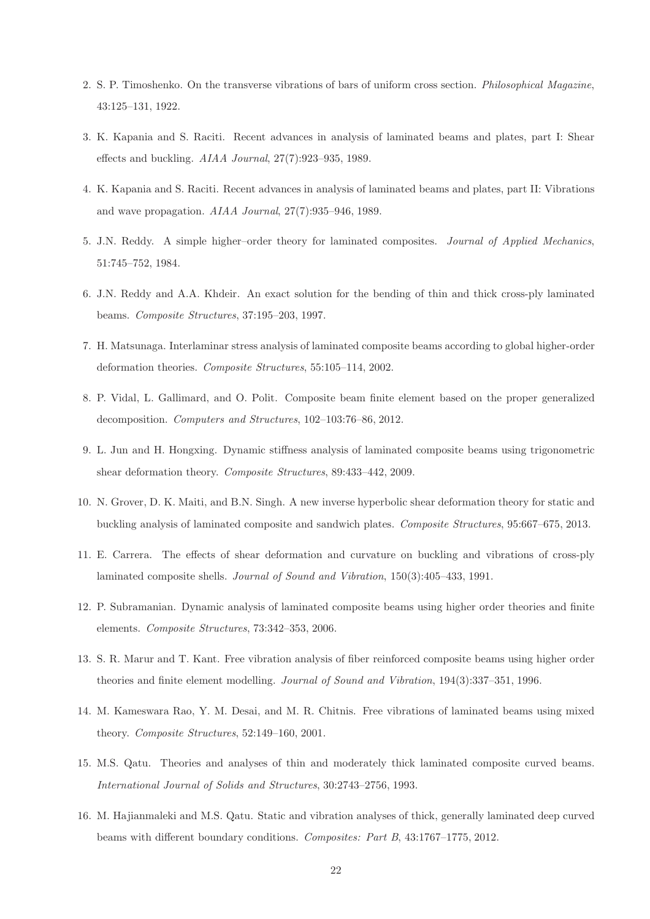2. S. P. Timoshenko. On the transverse vibrations of bars of uniform cross section. *Philosophical Magazine*, 43:125–131, 1922.

3. K. Kapania and S. Raciti. Recent advances in analysis of laminated beams and plates, part I: Shear effects and buckling. *AIAA Journal*, 27(7):923–935, 1989.

4. K. Kapania and S. Raciti. Recent advances in analysis of laminated beams and plates, part II: Vibrations and wave propagation. *AIAA Journal*, 27(7):935–946, 1989.

5. J.N. Reddy. A simple higher–order theory for laminated composites. *Journal of Applied Mechanics*, 51:745–752, 1984.

6. J.N. Reddy and A.A. Khdeir. An exact solution for the bending of thin and thick cross-ply laminated beams. *Composite Structures*, 37:195–203, 1997.

7. H. Matsunaga. Interlaminar stress analysis of laminated composite beams according to global higher-order deformation theories. *Composite Structures*, 55:105–114, 2002.

8. P. Vidal, L. Gallimard, and O. Polit. Composite beam finite element based on the proper generalized decomposition. *Computers and Structures*, 102–103:76–86, 2012.

9. L. Jun and H. Hongxing. Dynamic stiffness analysis of laminated composite beams using trigonometric shear deformation theory. *Composite Structures*, 89:433–442, 2009.

10. N. Grover, D. K. Maiti, and B.N. Singh. A new inverse hyperbolic shear deformation theory for static and buckling analysis of laminated composite and sandwich plates. *Composite Structures*, 95:667–675, 2013.

11. E. Carrera. The effects of shear deformation and curvature on buckling and vibrations of cross-ply laminated composite shells. *Journal of Sound and Vibration*, 150(3):405–433, 1991.

12. P. Subramanian. Dynamic analysis of laminated composite beams using higher order theories and finite elements. *Composite Structures*, 73:342–353, 2006.

13. S. R. Marur and T. Kant. Free vibration analysis of fiber reinforced composite beams using higher order theories and finite element modelling. *Journal of Sound and Vibration*, 194(3):337–351, 1996.

14. M. Kameswara Rao, Y. M. Desai, and M. R. Chitnis. Free vibrations of laminated beams using mixed theory. *Composite Structures*, 52:149–160, 2001.

15. M.S. Qatu. Theories and analyses of thin and moderately thick laminated composite curved beams. *International Journal of Solids and Structures*, 30:2743–2756, 1993.

16. M. Hajianmaleki and M.S. Qatu. Static and vibration analyses of thick, generally laminated deep curved beams with different boundary conditions. *Composites: Part B*, 43:1767–1775, 2012.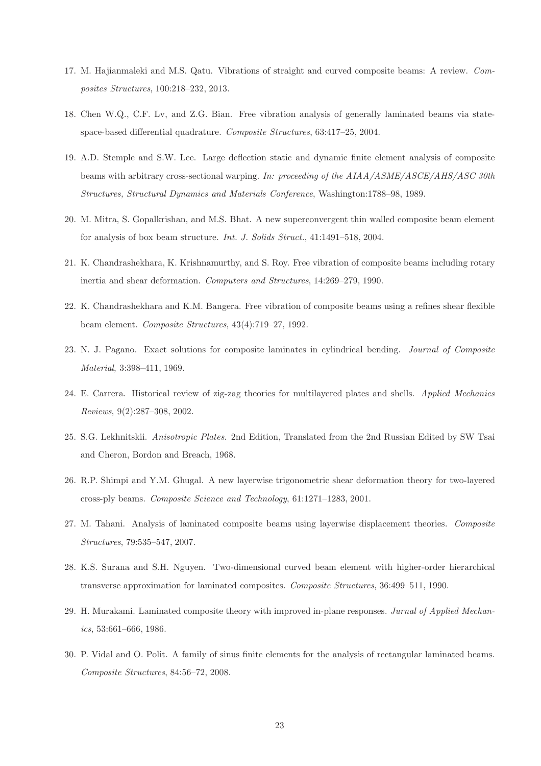17. M. Hajianmaleki and M.S. Qatu. Vibrations of straight and curved composite beams: A review. *Composites Structures*, 100:218–232, 2013.

18. Chen W.Q., C.F. Lv, and Z.G. Bian. Free vibration analysis of generally laminated beams via state-space-based differential quadrature. *Composite Structures*, 63:417–25, 2004.

19. A.D. Stemple and S.W. Lee. Large deflection static and dynamic finite element analysis of composite beams with arbitrary cross-sectional warping. *In: proceeding of the AIAA/ASME/ASCE/AHS/ASC 30th Structures, Structural Dynamics and Materials Conference*, Washington:1788–98, 1989.

20. M. Mitra, S. Gopalkrishan, and M.S. Bhat. A new superconvergent thin walled composite beam element for analysis of box beam structure. *Int. J. Solids Struct.*, 41:1491–518, 2004.

21. K. Chandrashekhara, K. Krishnamurthy, and S. Roy. Free vibration of composite beams including rotary inertia and shear deformation. *Computers and Structures*, 14:269–279, 1990.

22. K. Chandrashekhara and K.M. Bangera. Free vibration of composite beams using a refines shear flexible beam element. *Composite Structures*, 43(4):719–27, 1992.

23. N. J. Pagano. Exact solutions for composite laminates in cylindrical bending. *Journal of Composite Material*, 3:398–411, 1969.

24. E. Carrera. Historical review of zig-zag theories for multilayered plates and shells. *Applied Mechanics Reviews*, 9(2):287–308, 2002.

25. S.G. Lekhnitskii. *Anisotropic Plates*. 2nd Edition, Translated from the 2nd Russian Edited by SW Tsai and Cheron, Bordon and Breach, 1968.

26. R.P. Shimpi and Y.M. Ghugal. A new layerwise trigonometric shear deformation theory for two-layered cross-ply beams. *Composite Science and Technology*, 61:1271–1283, 2001.

27. M. Tahani. Analysis of laminated composite beams using layerwise displacement theories. *Composite Structures*, 79:535–547, 2007.

28. K.S. Surana and S.H. Nguyen. Two-dimensional curved beam element with higher-order hierarchical transverse approximation for laminated composites. *Composite Structures*, 36:499–511, 1990.

29. H. Murakami. Laminated composite theory with improved in-plane responses. *Jurnal of Applied Mechanics*, 53:661–666, 1986.

30. P. Vidal and O. Polit. A family of sinus finite elements for the analysis of rectangular laminated beams. *Composite Structures*, 84:56–72, 2008.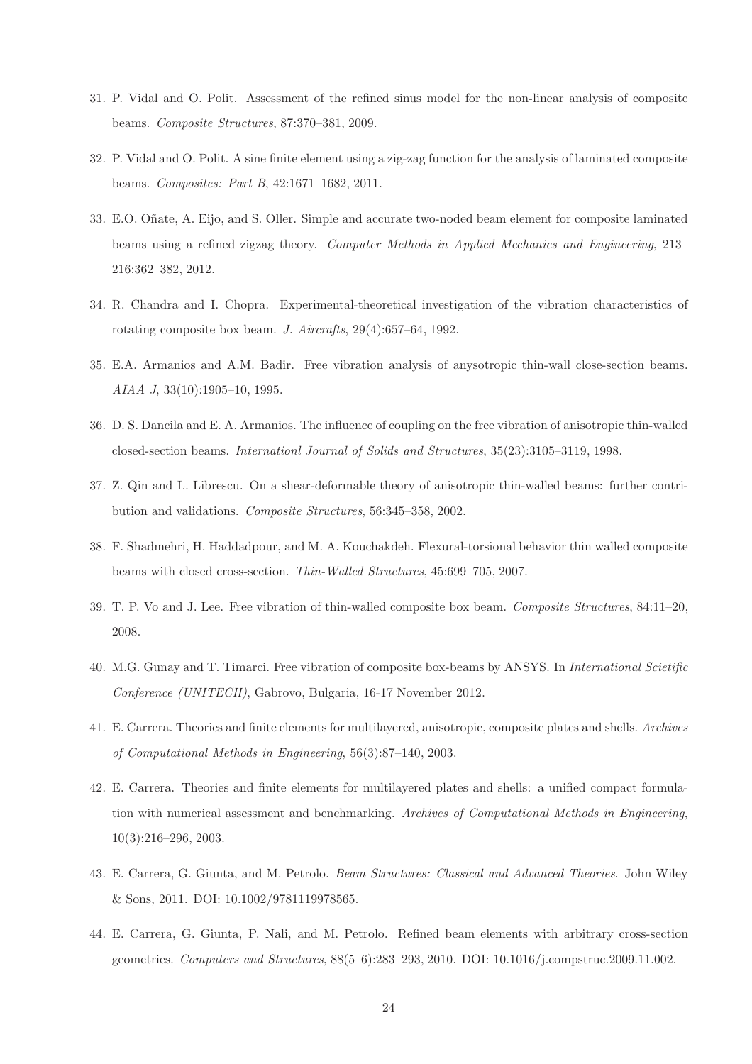31. P. Vidal and O. Polit. Assessment of the refined sinus model for the non-linear analysis of composite beams. *Composite Structures*, 87:370–381, 2009.

32. P. Vidal and O. Polit. A sine finite element using a zig-zag function for the analysis of laminated composite beams. *Composites: Part B*, 42:1671–1682, 2011.

33. E.O. Oñate, A. Eijo, and S. Oller. Simple and accurate two-noded beam element for composite laminated beams using a refined zigzag theory. *Computer Methods in Applied Mechanics and Engineering*, 213–216:362–382, 2012.

34. R. Chandra and I. Chopra. Experimental-theoretical investigation of the vibration characteristics of rotating composite box beam. *J. Aircrafts*, 29(4):657–64, 1992.

35. E.A. Armanios and A.M. Badir. Free vibration analysis of anysotropic thin-wall close-section beams. *AIAA J*, 33(10):1905–10, 1995.

36. D. S. Dancila and E. A. Armanios. The influence of coupling on the free vibration of anisotropic thin-walled closed-section beams. *Internationl Journal of Solids and Structures*, 35(23):3105–3119, 1998.

37. Z. Qin and L. Librescu. On a shear-deformable theory of anisotropic thin-walled beams: further contribution and validations. *Composite Structures*, 56:345–358, 2002.

38. F. Shadmehri, H. Haddadpour, and M. A. Kouchakdeh. Flexural-torsional behavior thin walled composite beams with closed cross-section. *Thin-Walled Structures*, 45:699–705, 2007.

39. T. P. Vo and J. Lee. Free vibration of thin-walled composite box beam. *Composite Structures*, 84:11–20, 2008.

40. M.G. Gunay and T. Timarci. Free vibration of composite box-beams by ANSYS. In *International Scietific Conference (UNITECH)*, Gabrovo, Bulgaria, 16-17 November 2012.

41. E. Carrera. Theories and finite elements for multilayered, anisotropic, composite plates and shells. *Archives of Computational Methods in Engineering*, 56(3):87–140, 2003.

42. E. Carrera. Theories and finite elements for multilayered plates and shells: a unified compact formulation with numerical assessment and benchmarking. *Archives of Computational Methods in Engineering*, 10(3):216–296, 2003.

43. E. Carrera, G. Giunta, and M. Petrolo. *Beam Structures: Classical and Advanced Theories*. John Wiley & Sons, 2011. DOI: 10.1002/9781119978565.

44. E. Carrera, G. Giunta, P. Nali, and M. Petrolo. Refined beam elements with arbitrary cross-section geometries. *Computers and Structures*, 88(5–6):283–293, 2010. DOI: 10.1016/j.compstruc.2009.11.002.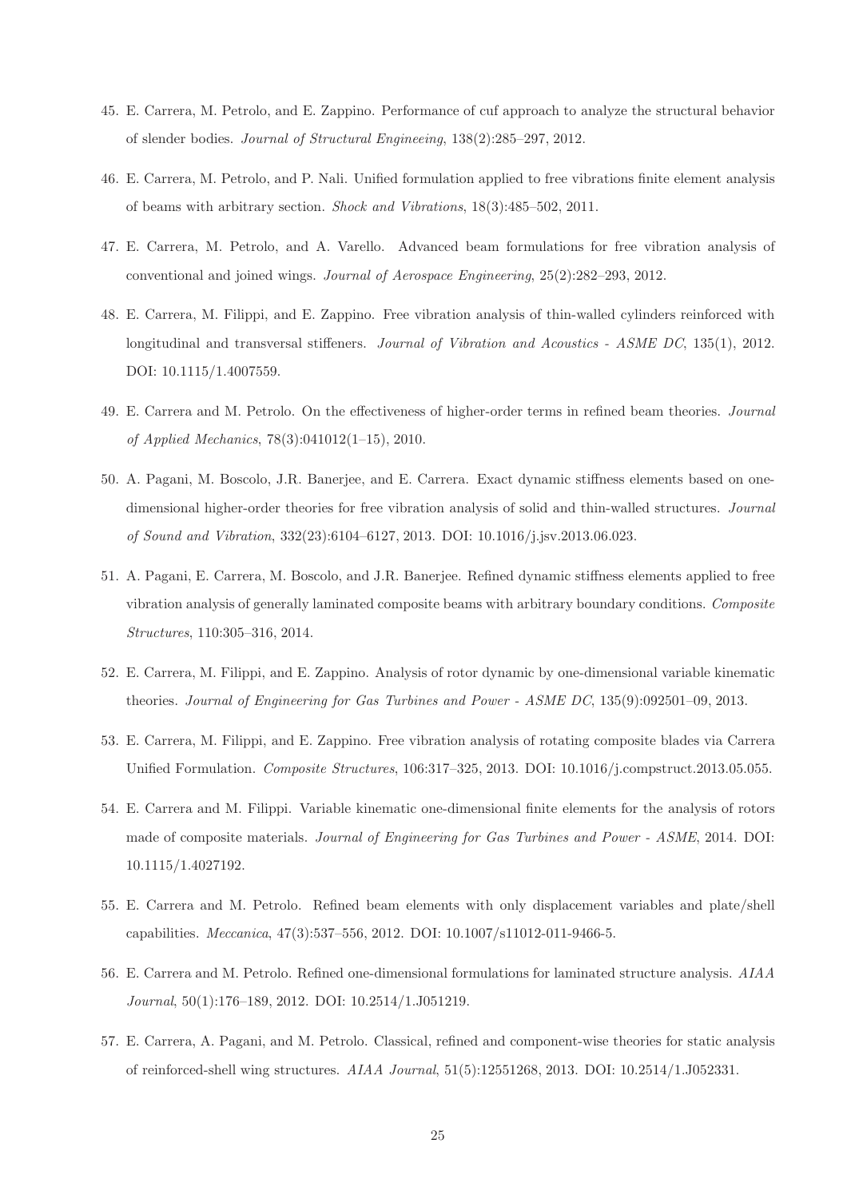45. E. Carrera, M. Petrolo, and E. Zappino. Performance of cuf approach to analyze the structural behavior of slender bodies. *Journal of Structural Engineeing*, 138(2):285–297, 2012.

46. E. Carrera, M. Petrolo, and P. Nali. Unified formulation applied to free vibrations finite element analysis of beams with arbitrary section. *Shock and Vibrations*, 18(3):485–502, 2011.

47. E. Carrera, M. Petrolo, and A. Varello. Advanced beam formulations for free vibration analysis of conventional and joined wings. *Journal of Aerospace Engineering*, 25(2):282–293, 2012.

48. E. Carrera, M. Filippi, and E. Zappino. Free vibration analysis of thin-walled cylinders reinforced with longitudinal and transversal stiffeners. *Journal of Vibration and Acoustics - ASME DC*, 135(1), 2012. DOI: 10.1115/1.4007559.

49. E. Carrera and M. Petrolo. On the effectiveness of higher-order terms in refined beam theories. *Journal of Applied Mechanics*, 78(3):041012(1–15), 2010.

50. A. Pagani, M. Boscolo, J.R. Banerjee, and E. Carrera. Exact dynamic stiffness elements based on one-dimensional higher-order theories for free vibration analysis of solid and thin-walled structures. *Journal of Sound and Vibration*, 332(23):6104–6127, 2013. DOI: 10.1016/j.jsv.2013.06.023.

51. A. Pagani, E. Carrera, M. Boscolo, and J.R. Banerjee. Refined dynamic stiffness elements applied to free vibration analysis of generally laminated composite beams with arbitrary boundary conditions. *Composite Structures*, 110:305–316, 2014.

52. E. Carrera, M. Filippi, and E. Zappino. Analysis of rotor dynamic by one-dimensional variable kinematic theories. *Journal of Engineering for Gas Turbines and Power - ASME DC*, 135(9):092501–09, 2013.

53. E. Carrera, M. Filippi, and E. Zappino. Free vibration analysis of rotating composite blades via Carrera Unified Formulation. *Composite Structures*, 106:317–325, 2013. DOI: 10.1016/j.compstruct.2013.05.055.

54. E. Carrera and M. Filippi. Variable kinematic one-dimensional finite elements for the analysis of rotors made of composite materials. *Journal of Engineering for Gas Turbines and Power - ASME*, 2014. DOI: 10.1115/1.4027192.

55. E. Carrera and M. Petrolo. Refined beam elements with only displacement variables and plate/shell capabilities. *Meccanica*, 47(3):537–556, 2012. DOI: 10.1007/s11012-011-9466-5.

56. E. Carrera and M. Petrolo. Refined one-dimensional formulations for laminated structure analysis. *AIAA Journal*, 50(1):176–189, 2012. DOI: 10.2514/1.J051219.

57. E. Carrera, A. Pagani, and M. Petrolo. Classical, refined and component-wise theories for static analysis of reinforced-shell wing structures. *AIAA Journal*, 51(5):12551268, 2013. DOI: 10.2514/1.J052331.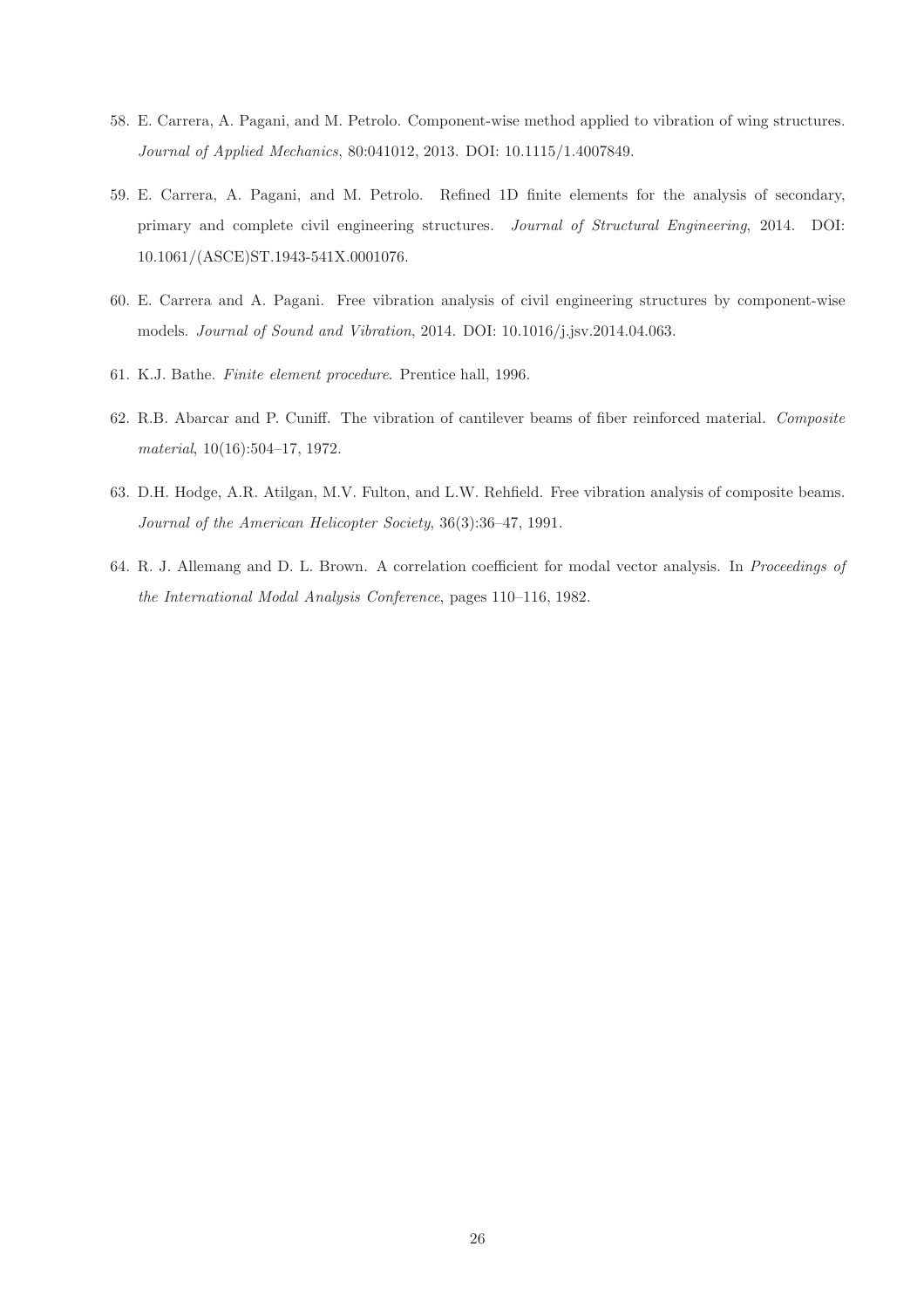58. E. Carrera, A. Pagani, and M. Petrolo. Component-wise method applied to vibration of wing structures. *Journal of Applied Mechanics*, 80:041012, 2013. DOI: 10.1115/1.4007849.

59. E. Carrera, A. Pagani, and M. Petrolo. Refined 1D finite elements for the analysis of secondary, primary and complete civil engineering structures. *Journal of Structural Engineering*, 2014. DOI: 10.1061/(ASCE)ST.1943-541X.0001076.

60. E. Carrera and A. Pagani. Free vibration analysis of civil engineering structures by component-wise models. *Journal of Sound and Vibration*, 2014. DOI: 10.1016/j.jsv.2014.04.063.

61. K.J. Bathe. *Finite element procedure*. Prentice hall, 1996.

62. R.B. Abarcar and P. Cuniff. The vibration of cantilever beams of fiber reinforced material. *Composite material*, 10(16):504–17, 1972.

63. D.H. Hodge, A.R. Atilgan, M.V. Fulton, and L.W. Rehfield. Free vibration analysis of composite beams. *Journal of the American Helicopter Society*, 36(3):36–47, 1991.

64. R. J. Allemang and D. L. Brown. A correlation coefficient for modal vector analysis. In *Proceedings of the International Modal Analysis Conference*, pages 110–116, 1982.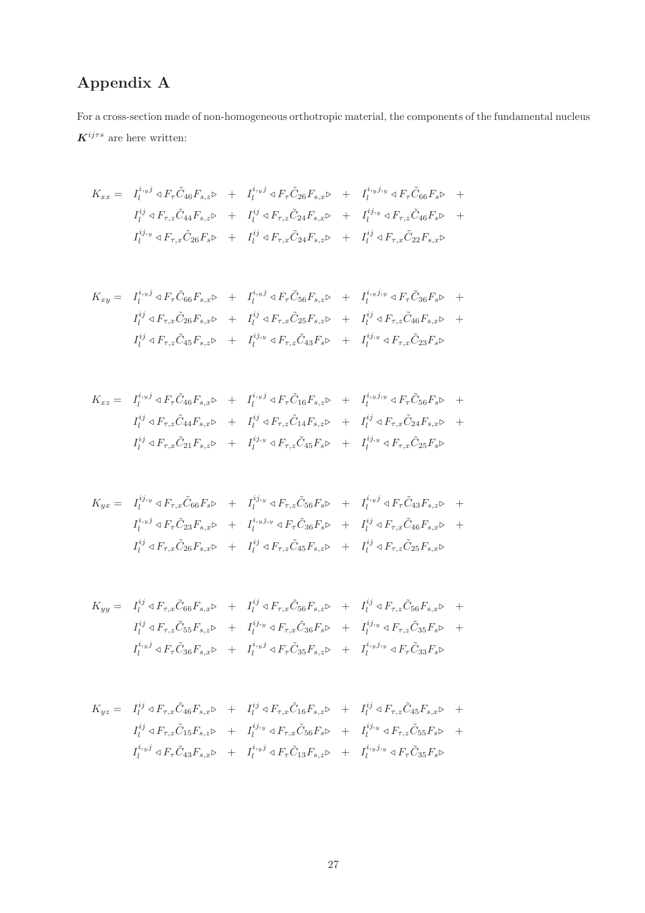# Appendix A

For a cross-section made of non-homogeneous orthotropic material, the components of the fundamental nucleus $\boldsymbol{K}^{ij\tau s}$ are here written:

$$
\begin{aligned}
K_{xx} = \;& I_l^{i,_y j} \triangleleft F_\tau \tilde{C}_{46} F_{s,z} \triangleright \;+\; I_l^{i,_y j} \triangleleft F_\tau \tilde{C}_{26} F_{s,x} \triangleright \;+\; I_l^{i,_y j,_y} \triangleleft F_\tau \tilde{C}_{66} F_s \triangleright \;+\\
& I_l^{ij} \triangleleft F_{\tau,z} \tilde{C}_{44} F_{s,z} \triangleright \;+\; I_l^{ij} \triangleleft F_{\tau,z} \tilde{C}_{24} F_{s,x} \triangleright \;+\; I_l^{ij,_y} \triangleleft F_{\tau,z} \tilde{C}_{46} F_s \triangleright \;+\\
& I_l^{ij,_y} \triangleleft F_{\tau,x} \tilde{C}_{26} F_s \triangleright \;+\; I_l^{ij} \triangleleft F_{\tau,x} \tilde{C}_{24} F_{s,z} \triangleright \;+\; I_l^{ij} \triangleleft F_{\tau,x} \tilde{C}_{22} F_{s,x} \triangleright
\end{aligned}
$$

$$
\begin{aligned}
K_{xy} = \;& I_l^{i,_y j} \triangleleft F_\tau \tilde{C}_{66} F_{s,x} \triangleright \;+\; I_l^{i,_y j} \triangleleft F_\tau \tilde{C}_{56} F_{s,z} \triangleright \;+\; I_l^{i,_y j,_y} \triangleleft F_\tau \tilde{C}_{36} F_s \triangleright \;+\\
& I_l^{ij} \triangleleft F_{\tau,x} \tilde{C}_{26} F_{s,x} \triangleright \;+\; I_l^{ij} \triangleleft F_{\tau,x} \tilde{C}_{25} F_{s,z} \triangleright \;+\; I_l^{ij} \triangleleft F_{\tau,z} \tilde{C}_{46} F_{s,x} \triangleright \;+\\
& I_l^{ij} \triangleleft F_{\tau,z} \tilde{C}_{45} F_{s,z} \triangleright \;+\; I_l^{ij,_y} \triangleleft F_{\tau,z} \tilde{C}_{43} F_s \triangleright \;+\; I_l^{ij,_y} \triangleleft F_{\tau,x} \tilde{C}_{23} F_s \triangleright
\end{aligned}
$$

$$
\begin{aligned}
K_{xz} = \;& I_l^{i,_y j} \triangleleft F_\tau \tilde{C}_{46} F_{s,x} \triangleright \;+\; I_l^{i,_y j} \triangleleft F_\tau \tilde{C}_{16} F_{s,z} \triangleright \;+\; I_l^{i,_y j,_y} \triangleleft F_\tau \tilde{C}_{56} F_s \triangleright \;+\\
& I_l^{ij} \triangleleft F_{\tau,z} \tilde{C}_{44} F_{s,x} \triangleright \;+\; I_l^{ij} \triangleleft F_{\tau,z} \tilde{C}_{14} F_{s,z} \triangleright \;+\; I_l^{ij} \triangleleft F_{\tau,x} \tilde{C}_{24} F_{s,x} \triangleright \;+\\
& I_l^{ij} \triangleleft F_{\tau,x} \tilde{C}_{21} F_{s,z} \triangleright \;+\; I_l^{ij,_y} \triangleleft F_{\tau,z} \tilde{C}_{45} F_s \triangleright \;+\; I_l^{ij,_y} \triangleleft F_{\tau,x} \tilde{C}_{25} F_s \triangleright
\end{aligned}
$$

$$
\begin{aligned}
K_{yx} = \;& I_l^{ij,_y} \triangleleft F_{\tau,x} \tilde{C}_{66} F_s \triangleright \;+\; I_l^{ij,_y} \triangleleft F_{\tau,z} \tilde{C}_{56} F_s \triangleright \;+\; I_l^{i,_y j} \triangleleft F_\tau \tilde{C}_{43} F_{s,z} \triangleright \;+\\
& I_l^{i,_y j} \triangleleft F_\tau \tilde{C}_{23} F_{s,x} \triangleright \;+\; I_l^{i,_y j,_y} \triangleleft F_\tau \tilde{C}_{36} F_s \triangleright \;+\; I_l^{ij} \triangleleft F_{\tau,x} \tilde{C}_{46} F_{s,x} \triangleright \;+\\
& I_l^{ij} \triangleleft F_{\tau,x} \tilde{C}_{26} F_{s,x} \triangleright \;+\; I_l^{ij} \triangleleft F_{\tau,z} \tilde{C}_{45} F_{s,z} \triangleright \;+\; I_l^{ij} \triangleleft F_{\tau,z} \tilde{C}_{25} F_{s,x} \triangleright
\end{aligned}
$$

$$
\begin{aligned}
K_{yy} = \;& I_l^{ij} \triangleleft F_{\tau,x} \tilde{C}_{66} F_{s,x} \triangleright \;+\; I_l^{ij} \triangleleft F_{\tau,x} \tilde{C}_{56} F_{s,z} \triangleright \;+\; I_l^{ij} \triangleleft F_{\tau,z} \tilde{C}_{56} F_{s,x} \triangleright \;+\\
& I_l^{ij} \triangleleft F_{\tau,z} \tilde{C}_{55} F_{s,z} \triangleright \;+\; I_l^{ij,_y} \triangleleft F_{\tau,x} \tilde{C}_{36} F_s \triangleright \;+\; I_l^{ij,_y} \triangleleft F_{\tau,z} \tilde{C}_{35} F_s \triangleright \;+\\
& I_l^{i,_y j} \triangleleft F_\tau \tilde{C}_{36} F_{s,x} \triangleright \;+\; I_l^{i,_y j} \triangleleft F_\tau \tilde{C}_{35} F_{s,z} \triangleright \;+\; I_l^{i,_y j,_y} \triangleleft F_\tau \tilde{C}_{33} F_s \triangleright
\end{aligned}
$$

$$
\begin{aligned}
K_{yz} = \;& I_l^{ij} \triangleleft F_{\tau,x} \tilde{C}_{46} F_{s,x} \triangleright \;+\; I_l^{ij} \triangleleft F_{\tau,x} \tilde{C}_{16} F_{s,z} \triangleright \;+\; I_l^{ij} \triangleleft F_{\tau,z} \tilde{C}_{45} F_{s,x} \triangleright \;+\\
& I_l^{ij} \triangleleft F_{\tau,z} \tilde{C}_{15} F_{s,z} \triangleright \;+\; I_l^{ij,_y} \triangleleft F_{\tau,x} \tilde{C}_{56} F_s \triangleright \;+\; I_l^{ij,_y} \triangleleft F_{\tau,z} \tilde{C}_{55} F_s \triangleright \;+\\
& I_l^{i,_y j} \triangleleft F_\tau \tilde{C}_{43} F_{s,x} \triangleright \;+\; I_l^{i,_y j} \triangleleft F_\tau \tilde{C}_{13} F_{s,z} \triangleright \;+\; I_l^{i,_y j,_y} \triangleleft F_\tau \tilde{C}_{35} F_s \triangleright
\end{aligned}
$$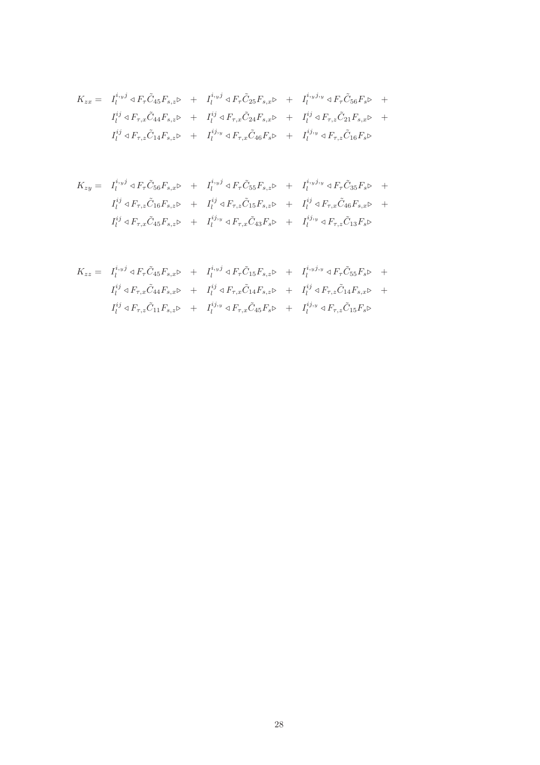$$
\begin{aligned}
K_{zx} = \quad & I_l^{i_{,y}j} \triangleleft F_\tau \tilde{C}_{45} F_{s,z} \triangleright \quad + \quad I_l^{i_{,y}j} \triangleleft F_\tau \tilde{C}_{25} F_{s,x} \triangleright \quad + \quad I_l^{i_{,y}j_{,y}} \triangleleft F_\tau \tilde{C}_{56} F_s \triangleright \quad + \\
& I_l^{ij} \triangleleft F_{\tau,x} \tilde{C}_{44} F_{s,z} \triangleright \quad + \quad I_l^{ij} \triangleleft F_{\tau,x} \tilde{C}_{24} F_{s,x} \triangleright \quad + \quad I_l^{ij} \triangleleft F_{\tau,z} \tilde{C}_{21} F_{s,x} \triangleright \quad + \\
& I_l^{ij} \triangleleft F_{\tau,z} \tilde{C}_{14} F_{s,z} \triangleright \quad + \quad I_l^{ij_{,y}} \triangleleft F_{\tau,x} \tilde{C}_{46} F_s \triangleright \quad + \quad I_l^{ij_{,y}} \triangleleft F_{\tau,z} \tilde{C}_{16} F_s \triangleright
\end{aligned}
$$

$$
\begin{aligned}
K_{zy} = \quad & I_l^{i_{,y}j} \triangleleft F_\tau \tilde{C}_{56} F_{s,x} \triangleright \quad + \quad I_l^{i_{,y}j} \triangleleft F_\tau \tilde{C}_{55} F_{s,z} \triangleright \quad + \quad I_l^{i_{,y}j_{,y}} \triangleleft F_\tau \tilde{C}_{35} F_s \triangleright \quad + \\
& I_l^{ij} \triangleleft F_{\tau,z} \tilde{C}_{16} F_{s,z} \triangleright \quad + \quad I_l^{ij} \triangleleft F_{\tau,z} \tilde{C}_{15} F_{s,z} \triangleright \quad + \quad I_l^{ij} \triangleleft F_{\tau,x} \tilde{C}_{46} F_{s,x} \triangleright \quad + \\
& I_l^{ij} \triangleleft F_{\tau,x} \tilde{C}_{45} F_{s,z} \triangleright \quad + \quad I_l^{ij_{,y}} \triangleleft F_{\tau,x} \tilde{C}_{43} F_s \triangleright \quad + \quad I_l^{ij_{,y}} \triangleleft F_{\tau,z} \tilde{C}_{13} F_s \triangleright
\end{aligned}
$$

$$
\begin{aligned}
K_{zz} = \quad & I_l^{i_{,y}j} \triangleleft F_\tau \tilde{C}_{45} F_{s,x} \triangleright \quad + \quad I_l^{i_{,y}j} \triangleleft F_\tau \tilde{C}_{15} F_{s,z} \triangleright \quad + \quad I_l^{i_{,y}j_{,y}} \triangleleft F_\tau \tilde{C}_{55} F_s \triangleright \quad + \\
& I_l^{ij} \triangleleft F_{\tau,x} \tilde{C}_{44} F_{s,x} \triangleright \quad + \quad I_l^{ij} \triangleleft F_{\tau,x} \tilde{C}_{14} F_{s,z} \triangleright \quad + \quad I_l^{ij} \triangleleft F_{\tau,z} \tilde{C}_{14} F_{s,x} \triangleright \quad + \\
& I_l^{ij} \triangleleft F_{\tau,z} \tilde{C}_{11} F_{s,z} \triangleright \quad + \quad I_l^{ij_{,y}} \triangleleft F_{\tau,x} \tilde{C}_{45} F_s \triangleright \quad + \quad I_l^{ij_{,y}} \triangleleft F_{\tau,z} \tilde{C}_{15} F_s \triangleright
\end{aligned}
$$